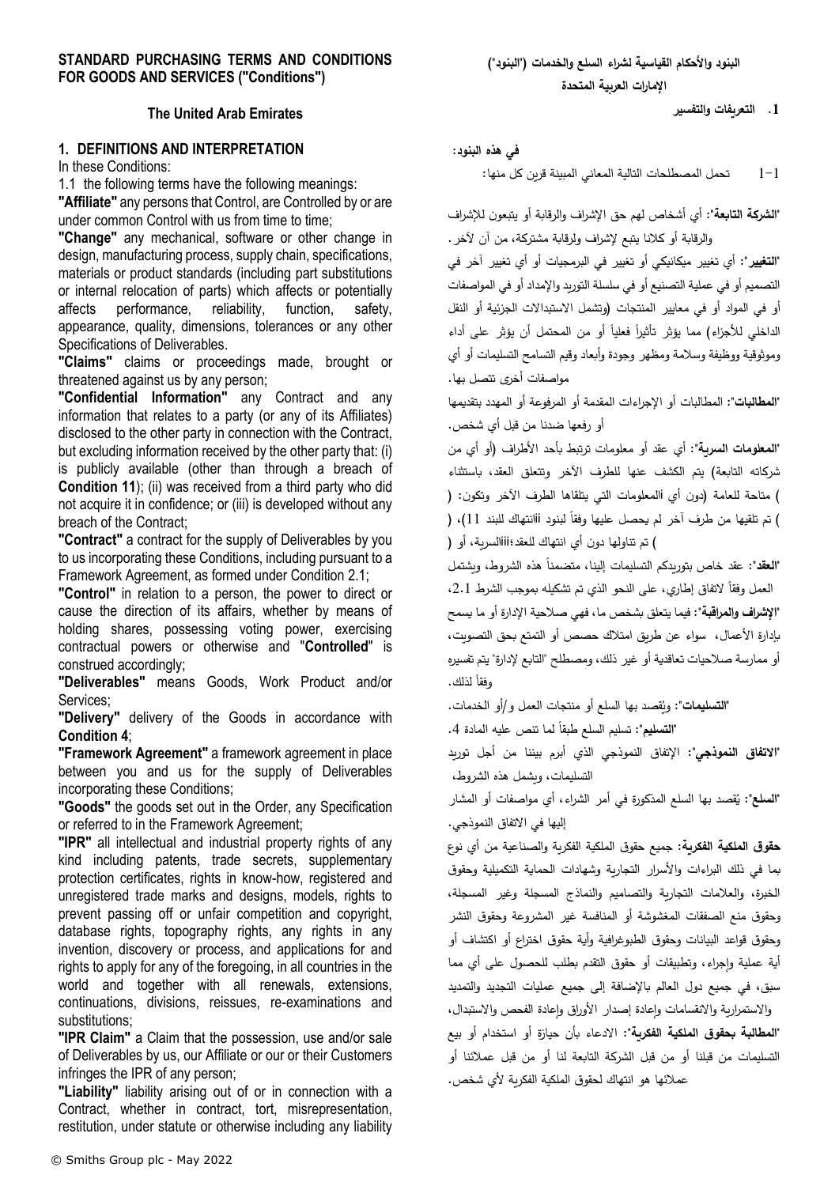# STANDARD PURCHASING TERMS AND CONDITIONS FOR GOODS AND SERVICES ("Conditions")

## The United Arab Emirates

### 1. DEFINITIONS AND INTERPRETATION

In these Conditions:

1.1 the following terms have the following meanings:

**"Affiliate"** any persons that Control, are Controlled by or are under common Control with us from time to time;

**"Change"** any mechanical, software or other change in design, manufacturing process, supply chain, specifications, materials or product standards (including part substitutions or internal relocation of parts) which affects or potentially affects performance, reliability, function, safety, appearance, quality, dimensions, tolerances or any other Specifications of Deliverables.

**"Claims"** claims or proceedings made, brought or threatened against us by any person;

**"Confidential Information"** any Contract and any information that relates to a party (or any of its Affiliates) disclosed to the other party in connection with the Contract, but excluding information received by the other party that: (i) is publicly available (other than through a breach of **Condition 11**); (ii) was received from a third party who did not acquire it in confidence; or (iii) is developed without any breach of the Contract;

**"Contract"** a contract for the supply of Deliverables by you to us incorporating these Conditions, including pursuant to a Framework Agreement, as formed under Condition 2.1;

**"Control"** in relation to a person, the power to direct or cause the direction of its affairs, whether by means of holding shares, possessing voting power, exercising contractual powers or otherwise and "**Controlled**" is construed accordingly;

**"Deliverables"** means Goods, Work Product and/or Services;

**"Delivery"** delivery of the Goods in accordance with **Condition 4**;

**"Framework Agreement"** a framework agreement in place between you and us for the supply of Deliverables incorporating these Conditions;

**"Goods"** the goods set out in the Order, any Specification or referred to in the Framework Agreement;

**"IPR"** all intellectual and industrial property rights of any kind including patents, trade secrets, supplementary protection certificates, rights in know-how, registered and unregistered trade marks and designs, models, rights to prevent passing off or unfair competition and copyright, database rights, topography rights, any rights in any invention, discovery or process, and applications for and rights to apply for any of the foregoing, in all countries in the world and together with all renewals, extensions, continuations, divisions, reissues, re-examinations and substitutions;

**"IPR Claim"** a Claim that the possession, use and/or sale of Deliverables by us, our Affiliate or our or their Customers infringes the IPR of any person;

**"Liability"** liability arising out of or in connection with a Contract, whether in contract, tort, misrepresentation, restitution, under statute or otherwise including any liability

# البنود والأحكام القياسية لشراء السلع والخدمات ("البنود")

## الإمارات العربية المتحدة

### 1. التعريفات والتفسير

**في هذه البنود:**

1-1 تحمل المصطلحات التالية المعاني المبينة قرين كل منها:

"**الشركة التابعة**": أي أشخاص لهم حق الإشراف والرقابة أو يتبعون للإشراف والرقابة أو كلانا يتبع لإشراف ولرقابة مشتركة، من آن لآخر.

"**التغيير**": أي تغيير ميكانيكي أو تغيير في البرمجيات أو أي تغيير آخر في التصميم أو في عملية التصنيع أو في سلسلة التوريد والإمداد أو في المواصفات أو في المواد أو في معايير المنتجات (وتشمل الاستبدالات الجزئية أو النقل الداخلي للأجزاء) مما يؤثر تأثيراً فعلياً أو من المحتمل أن يؤثر على أداء وموثوقية ووظيفة وسلامة ومظهر وجودة وأبعاد وقيم التسامح التسليمات أو أي مواصفات أخرى تتصل بها.

"**المطالبات**": المطالبات أو الإجراءات المقدمة أو المرفوعة أو المهدد بتقديمها أو رفعها ضدنا من قبل أي شخص.

"**المعلومات السرية**": أي عقد أو معلومات ترتبط بأحد الأطراف (أو أي من شركاته التابعة) يتم الكشف عنها للطرف الآخر وتتعلق العقد، باستثناء ) متاحة للعامة (دون أي iالمعلومات التي يتلقاها الطرف الآخر وتكون: ( ) تم تلقيها من طرف آخر لم يحصل عليها وفقاً لبنود iiانتهاك للبند 11)، ( ) تم تناولها دون أي انتهاك للعقد؛iiiالسرية، أو (

"**العقد**": عقد خاص بتوريدكم التسليمات إلينا، متضمناً هذه الشروط، ويشتمل العمل وفقاً لاتفاق إطاري، على النحو الذي تم تشكيله بموجب الشرط 2.1،

"**الإشراف والمراقبة**": فيما يتعلق بشخص ما، فهي صلاحية الإدارة أو ما يسمح بإدارة الأعمال، سواء عن طريق امتلاك حصص أو التمتع بحق التصويت، أو ممارسة صلاحيات تعاقدية أو غير ذلك، ومصطلح "التابع لإدارة" يتم تفسيره وفقاً لذلك.

"**التسليمات**": ويُقصد بها السلع أو منتجات العمل و/أو الخدمات.

"**التسليم**": تسليم السلع طبقاً لما تنص عليه المادة 4.

"**الاتفاق النموذجي**": الإتفاق النموذجي الذي أبرم بيننا من أجل توريد التسليمات، ويشمل هذه الشروط،

"**السلع**": يُقصد بها السلع المذكورة في أمر الشراء، أي مواصفات أو المشار إليها في الاتفاق النموذجي.

**حقوق الملكية الفكرية**: جميع حقوق الملكية الفكرية والصناعية من أي نوع بما في ذلك البراءات والأسرار التجارية وشهادات الحماية التكميلية وحقوق الخبرة، والعلامات التجارية والتصاميم والنماذج المسجلة وغير المسجلة، وحقوق منع الصفقات المغشوشة أو المنافسة غير المشروعة وحقوق النشر وحقوق قواعد البيانات وحقوق الطبوغرافية وأية حقوق اختراع أو اكتشاف أو أية عملية وإجراء، وتطبيقات أو حقوق التقدم بطلب للحصول على أي مما سبق، في جميع دول العالم بالإضافة إلى جميع عمليات التجديد والتمديد والاستمرارية والانقسامات وإعادة إصدار الأوراق وإعادة الفحص والاستبدال،

"**المطالبة بحقوق الملكية الفكرية**": الادعاء بأن حيازة أو استخدام أو بيع التسليمات من قبلنا أو من قبل الشركة التابعة لنا أو من قبل عملائنا أو عملائها هو انتهاك لحقوق الملكية الفكرية لأي شخص.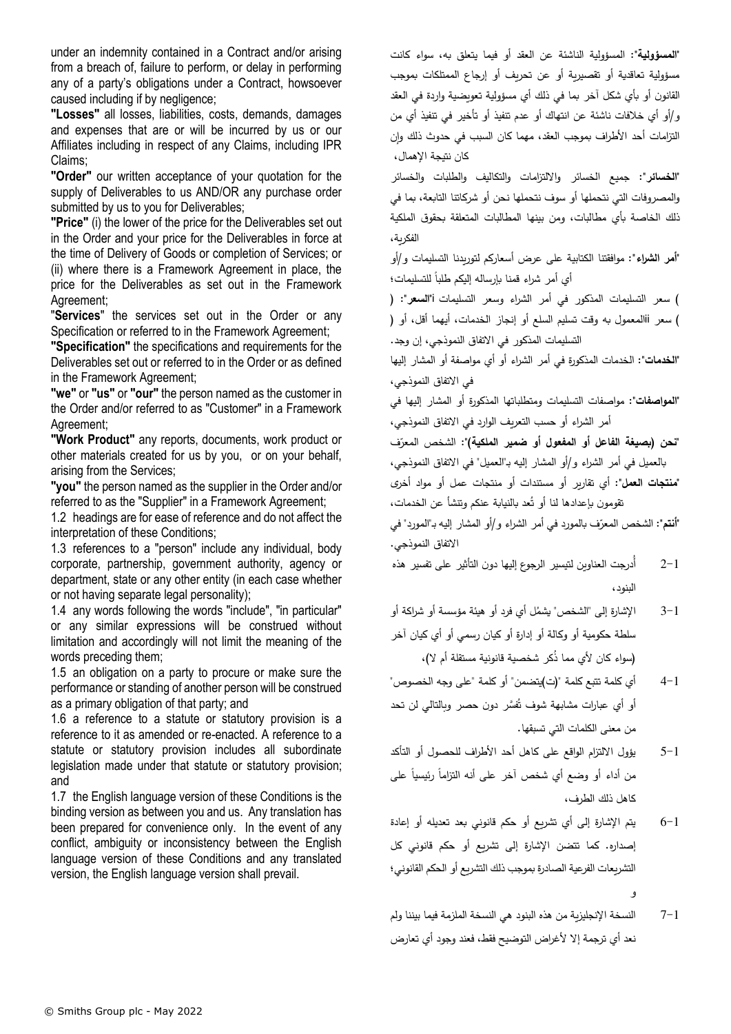under an indemnity contained in a Contract and/or arising from a breach of, failure to perform, or delay in performing any of a party's obligations under a Contract, howsoever caused including if by negligence;

**"Losses"** all losses, liabilities, costs, demands, damages and expenses that are or will be incurred by us or our Affiliates including in respect of any Claims, including IPR Claims;

**"Order"** our written acceptance of your quotation for the supply of Deliverables to us AND/OR any purchase order submitted by us to you for Deliverables;

**"Price"** (i) the lower of the price for the Deliverables set out in the Order and your price for the Deliverables in force at the time of Delivery of Goods or completion of Services; or (ii) where there is a Framework Agreement in place, the price for the Deliverables as set out in the Framework Agreement;

"**Services**" the services set out in the Order or any Specification or referred to in the Framework Agreement;

**"Specification"** the specifications and requirements for the Deliverables set out or referred to in the Order or as defined in the Framework Agreement;

**"we"** or **"us"** or **"our"** the person named as the customer in the Order and/or referred to as "Customer" in a Framework Agreement;

**"Work Product"** any reports, documents, work product or other materials created for us by you, or on your behalf, arising from the Services;

**"you"** the person named as the supplier in the Order and/or referred to as the "Supplier" in a Framework Agreement;

1.2 headings are for ease of reference and do not affect the interpretation of these Conditions;

1.3 references to a "person" include any individual, body corporate, partnership, government authority, agency or department, state or any other entity (in each case whether or not having separate legal personality);

1.4 any words following the words "include", "in particular" or any similar expressions will be construed without limitation and accordingly will not limit the meaning of the words preceding them;

1.5 an obligation on a party to procure or make sure the performance or standing of another person will be construed as a primary obligation of that party; and

1.6 a reference to a statute or statutory provision is a reference to it as amended or re-enacted. A reference to a statute or statutory provision includes all subordinate legislation made under that statute or statutory provision; and

1.7 the English language version of these Conditions is the binding version as between you and us. Any translation has been prepared for convenience only. In the event of any conflict, ambiguity or inconsistency between the English language version of these Conditions and any translated version, the English language version shall prevail.

"**المسؤولية**": المسؤولية الناشئة عن العقد أو فيما يتعلق به، سواء كانت مسؤولية تعاقدية أو تقصيرية أو عن تحريف أو إرجاع الممتلكات بموجب القانون أو بأي شكل آخر بما في ذلك أي مسؤولية تعويضية واردة في العقد و/أو أي خلافات ناشئة عن انتهاك أو عدم تنفيذ أو تأخير في تنفيذ أي من التزامات أحد الأطراف بموجب العقد، مهما كان السبب في حدوث ذلك وإن كان نتيجة الإهمال،

"**الخسائر**": جميع الخسائر والالتزامات والتكاليف والطلبات والخسائر والمصروفات التي نتحملها أو سوف نتحملها نحن أو شركاتنا التابعة، بما في ذلك الخاصة بأي مطالبات، ومن بينها المطالبات المتعلقة بحقوق الملكية الفكرية،

"**أمر الشراء**": موافقتنا الكتابية على عرض أسعاركم لتوريدنا التسليمات و/أو أي أمر شراء قمنا بإرساله إليكم طلباً للتسليمات؛

"**السعر**": (i) سعر التسليمات المذكور في أمر الشراء وسعر التسليمات المعمول به وقت تسليم السلع أو إنجاز الخدمات، أيهما أقل، أو (ii) سعر التسليمات المذكور في الاتفاق النموذجي، إن وجد.

"**الخدمات**": الخدمات المذكورة في أمر الشراء أو أي مواصفة أو المشار إليها في الاتفاق النموذجي،

"**المواصفات**": مواصفات التسليمات ومتطلباتها المذكورة أو المشار إليها في أمر الشراء أو حسب التعريف الوارد في الاتفاق النموذجي،

"**نحن (بصيغة الفاعل أو المفعول أو ضمير الملكية)**": الشخص المعرّف بالعميل في أمر الشراء و/أو المشار إليه بـ"العميل" في الاتفاق النموذجي،

"**منتجات العمل**": أي تقارير أو مستندات أو منتجات عمل أو مواد أخرى تقومون بإعدادها لنا أو تُعد بالنيابة عنكم وتنشأ عن الخدمات،

"**أنتم**": الشخص المعرّف بالمورد في أمر الشراء و/أو المشار إليه بـ"المورد" في الاتفاق النموذجي.

1-2 أُدرجت العناوين لتيسير الرجوع إليها دون التأثير على تفسير هذه البنود،

1-3 الإشارة إلى "الشخص" يشمُل أي فرد أو هيئة مؤسسة أو شراكة أو سلطة حكومية أو وكالة أو إدارة أو كيان رسمي أو أي كيان آخر (سواء كان لأي مما ذُكر شخصية قانونية مستقلة أم لا)،

1-4 أي كلمة تتبع كلمة "(ت)يتضمن" أو كلمة "على وجه الخصوص" أو أي عبارات مشابهة سوف تُفسَّر دون حصر وبالتالي لن تحد من معنى الكلمات التي تسبقها.

1-5 يؤول الالتزام الواقع على كاهل أحد الأطراف للحصول أو التأكد من أداء أو وضع أي شخص آخر على أنه التزاماً رئيسياً على كاهل ذلك الطرف،

1-6 يتم الإشارة إلى أي تشريع أو حكم قانوني بعد تعديله أو إعادة إصداره. كما تتضن الإشارة إلى تشريع أو حكم قانوني كل التشريعات الفرعية الصادرة بموجب ذلك التشريع أو الحكم القانوني؛ و

1-7 النسخة الإنجليزية من هذه البنود هي النسخة الملزمة فيما بيننا ولم نعد أي ترجمة إلا لأغراض التوضيح فقط، فعند وجود أي تعارض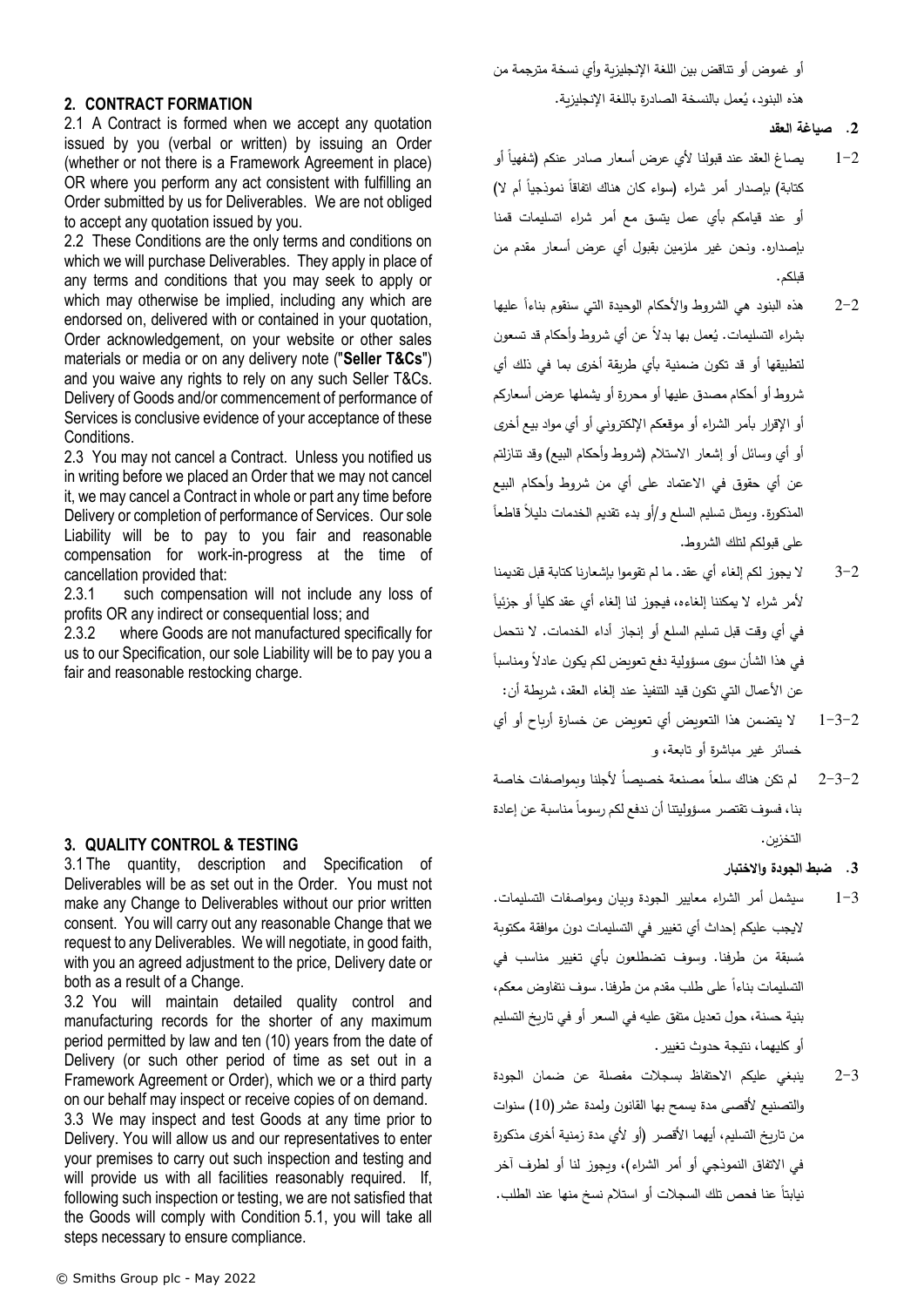## 2. CONTRACT FORMATION

2.1 A Contract is formed when we accept any quotation issued by you (verbal or written) by issuing an Order (whether or not there is a Framework Agreement in place) OR where you perform any act consistent with fulfilling an Order submitted by us for Deliverables. We are not obliged to accept any quotation issued by you.

2.2 These Conditions are the only terms and conditions on which we will purchase Deliverables. They apply in place of any terms and conditions that you may seek to apply or which may otherwise be implied, including any which are endorsed on, delivered with or contained in your quotation, Order acknowledgement, on your website or other sales materials or media or on any delivery note ("**Seller T&Cs**") and you waive any rights to rely on any such Seller T&Cs. Delivery of Goods and/or commencement of performance of Services is conclusive evidence of your acceptance of these Conditions.

2.3 You may not cancel a Contract. Unless you notified us in writing before we placed an Order that we may not cancel it, we may cancel a Contract in whole or part any time before Delivery or completion of performance of Services. Our sole Liability will be to pay to you fair and reasonable compensation for work-in-progress at the time of cancellation provided that:

2.3.1 such compensation will not include any loss of profits OR any indirect or consequential loss; and

2.3.2 where Goods are not manufactured specifically for us to our Specification, our sole Liability will be to pay you a fair and reasonable restocking charge.

## 3. QUALITY CONTROL & TESTING

3.1 The quantity, description and Specification of Deliverables will be as set out in the Order. You must not make any Change to Deliverables without our prior written consent. You will carry out any reasonable Change that we request to any Deliverables. We will negotiate, in good faith, with you an agreed adjustment to the price, Delivery date or both as a result of a Change.

3.2 You will maintain detailed quality control and manufacturing records for the shorter of any maximum period permitted by law and ten (10) years from the date of Delivery (or such other period of time as set out in a Framework Agreement or Order), which we or a third party on our behalf may inspect or receive copies of on demand.

3.3 We may inspect and test Goods at any time prior to Delivery. You will allow us and our representatives to enter your premises to carry out such inspection and testing and will provide us with all facilities reasonably required. If, following such inspection or testing, we are not satisfied that the Goods will comply with Condition 5.1, you will take all steps necessary to ensure compliance.

أو غموض أو تناقض بين اللغة الإنجليزية وأي نسخة مترجمة من هذه البنود، يُعمل بالنسخة الصادرة باللغة الإنجليزية.

## 2. صياغة العقد

2-1 يصاغ العقد عند قبولنا لأي عرض أسعار صادر عنكم (شفهياً أو كتابة) بإصدار أمر شراء (سواء كان هناك اتفاقاً نموذجياً أم لا) أو عند قيامكم بأي عمل يتسق مع أمر شراء اتسليمات قمنا بإصداره. ونحن غير ملزمين بقبول أي عرض أسعار مقدم من قبلكم.

2-2 هذه البنود هي الشروط والأحكام الوحيدة التي سنقوم بناءاً عليها بشراء التسليمات. يُعمل بها بدلاً عن أي شروط وأحكام قد تسعون لتطبيقها أو قد تكون ضمنية بأي طريقة أخرى بما في ذلك أي شروط أو أحكام مصدق عليها أو محررة أو يشملها عرض أسعاركم أو الإقرار بأمر الشراء أو موقعكم الإلكتروني أو أي مواد بيع أخرى أو أي وسائل أو إشعار الاستلام (شروط وأحكام البيع) وقد تنازلتم عن أي حقوق في الاعتماد على أي من شروط وأحكام البيع المذكورة. ويمثل تسليم السلع و/أو بدء تقديم الخدمات دليلاً قاطعاً على قبولكم لتلك الشروط.

2-3 لا يجوز لكم إلغاء أي عقد. ما لم تقوموا بإشعارنا كتابة قبل تقديمنا لأمر شراء لا يمكننا إلغاءه، فيجوز لنا إلغاء أي عقد كلياً أو جزئياً في أي وقت قبل تسليم السلع أو إنجاز أداء الخدمات. لا نتحمل في هذا الشأن سوى مسؤولية دفع تعويض لكم يكون عادلاً ومناسباً عن الأعمال التي تكون قيد التنفيذ عند إلغاء العقد، شريطة أن:

2-3-1 لا يتضمن هذا التعويض أي تعويض عن خسارة أرباح أو أي خسائر غير مباشرة أو تابعة، و

2-3-2 لم تكن هناك سلعاً مصنعة خصيصاً لأجلنا وبمواصفات خاصة بنا، فسوف تقتصر مسؤوليتنا أن ندفع لكم رسوماً مناسبة عن إعادة التخزين.

## 3. ضبط الجودة والاختبار

3-1 سيشمل أمر الشراء معايير الجودة وبيان ومواصفات التسليمات. لايجب عليكم إحداث أي تغيير في التسليمات دون موافقة مكتوبة مُسبقة من طرفنا. وسوف تضطلعون بأي تغيير مناسب في التسليمات بناءاً على طلب مقدم من طرفنا. سوف نتفاوض معكم، بنية حسنة، حول تعديل متفق عليه في السعر أو في تاريخ التسليم أو كليهما، نتيجة حدوث تغيير.

3-2 ينبغي عليكم الاحتفاظ بسجلات مفصلة عن ضمان الجودة والتصنيع لأقصى مدة يسمح بها القانون ولمدة عشر (10) سنوات من تاريخ التسليم، أيهما الأقصر (أو لأي مدة زمنية أخرى مذكورة في الاتفاق النموذجي أو أمر الشراء)، ويجوز لنا أو لطرف آخر نيابةً عنا فحص تلك السجلات أو استلام نسخ منها عند الطلب.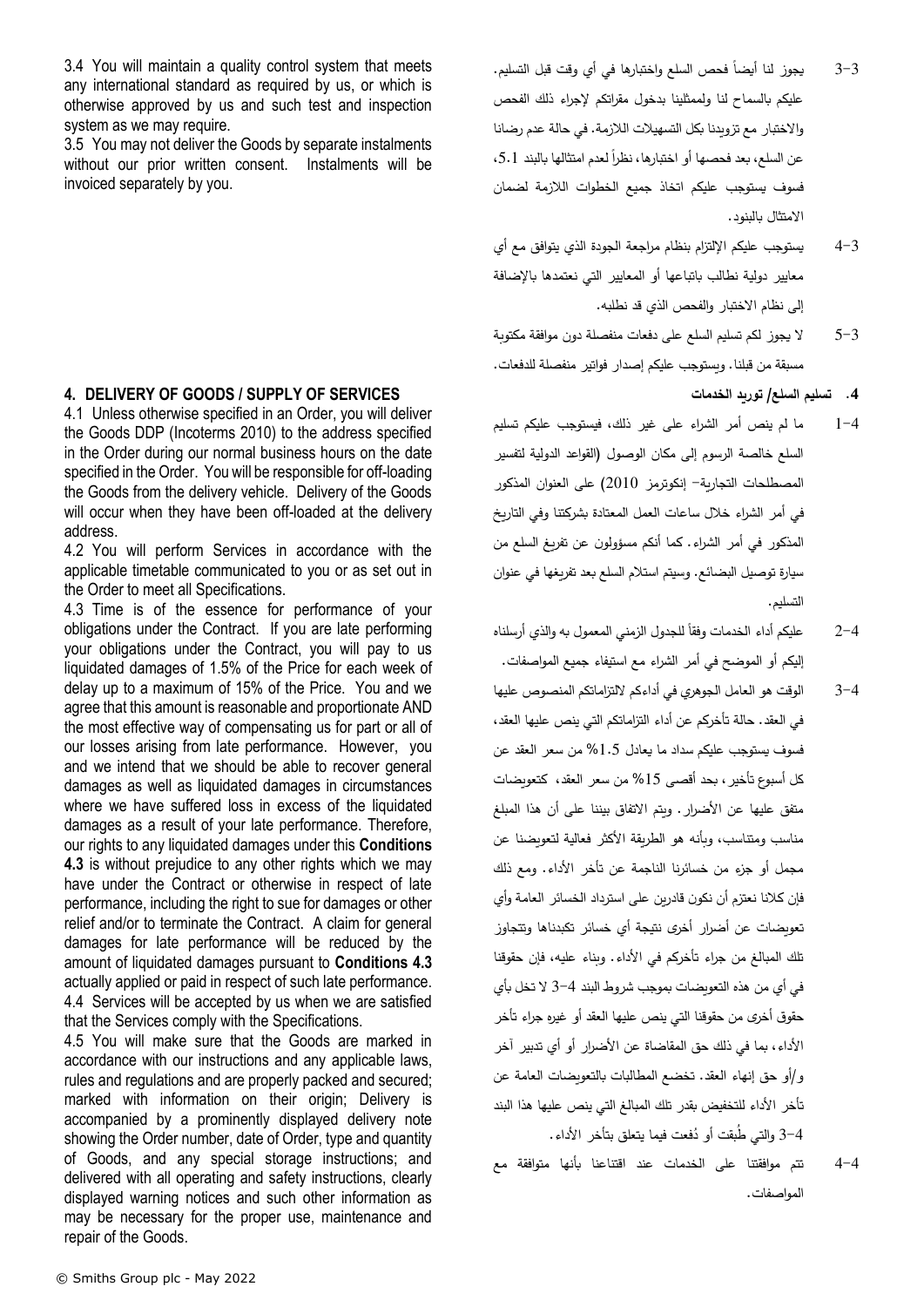3.4 You will maintain a quality control system that meets any international standard as required by us, or which is otherwise approved by us and such test and inspection system as we may require.

3.5 You may not deliver the Goods by separate instalments without our prior written consent. Instalments will be invoiced separately by you.

## 4. DELIVERY OF GOODS / SUPPLY OF SERVICES

4.1 Unless otherwise specified in an Order, you will deliver the Goods DDP (Incoterms 2010) to the address specified in the Order during our normal business hours on the date specified in the Order. You will be responsible for off-loading the Goods from the delivery vehicle. Delivery of the Goods will occur when they have been off-loaded at the delivery address.

4.2 You will perform Services in accordance with the applicable timetable communicated to you or as set out in the Order to meet all Specifications.

4.3 Time is of the essence for performance of your obligations under the Contract. If you are late performing your obligations under the Contract, you will pay to us liquidated damages of 1.5% of the Price for each week of delay up to a maximum of 15% of the Price. You and we agree that this amount is reasonable and proportionate AND the most effective way of compensating us for part or all of our losses arising from late performance. However, you and we intend that we should be able to recover general damages as well as liquidated damages in circumstances where we have suffered loss in excess of the liquidated damages as a result of your late performance. Therefore, our rights to any liquidated damages under this **Conditions 4.3** is without prejudice to any other rights which we may have under the Contract or otherwise in respect of late performance, including the right to sue for damages or other relief and/or to terminate the Contract. A claim for general damages for late performance will be reduced by the amount of liquidated damages pursuant to **Conditions 4.3** actually applied or paid in respect of such late performance.

4.4 Services will be accepted by us when we are satisfied that the Services comply with the Specifications.

4.5 You will make sure that the Goods are marked in accordance with our instructions and any applicable laws, rules and regulations and are properly packed and secured; marked with information on their origin; Delivery is accompanied by a prominently displayed delivery note showing the Order number, date of Order, type and quantity of Goods, and any special storage instructions; and delivered with all operating and safety instructions, clearly displayed warning notices and such other information as may be necessary for the proper use, maintenance and repair of the Goods.

3-3 يجوز لنا أيضاً فحص السلع واختبارها في أي وقت قبل التسليم. عليكم بالسماح لنا ولممثلينا بدخول مقراتكم لإجراء ذلك الفحص والاختبار مع تزويدنا بكل التسهيلات اللازمة. في حالة عدم رضانا عن السلع، بعد فحصها أو اختبارها، نظراً لعدم امتثالها بالبند 5.1، فسوف يستوجب عليكم اتخاذ جميع الخطوات اللازمة لضمان الامتثال بالبنود.

3-4 يستوجب عليكم الإلتزام بنظام مراجعة الجودة الذي يتوافق مع أي معايير دولية نطالب باتباعها أو المعايير التي نعتمدها بالإضافة إلى نظام الاختبار والفحص الذي قد نطلبه.

3-5 لا يجوز لكم تسليم السلع على دفعات منفصلة دون موافقة مكتوبة مسبقة من قبلنا. ويستوجب عليكم إصدار فواتير منفصلة للدفعات.

## 4. تسليم السلع/ توريد الخدمات

4-1 ما لم ينص أمر الشراء على غير ذلك، فيستوجب عليكم تسليم السلع خالصة الرسوم إلى مكان الوصول (القواعد الدولية لتفسير المصطلحات التجارية- إنكوترمز 2010) على العنوان المذكور في أمر الشراء خلال ساعات العمل المعتادة بشركتنا وفي التاريخ المذكور في أمر الشراء. كما أنكم مسؤولون عن تفريغ السلع من سيارة توصيل البضائع. وسيتم استلام السلع بعد تفريغها في عنوان التسليم.

4-2 عليكم أداء الخدمات وفقاً للجدول الزمني المعمول به والذي أرسلناه إليكم أو الموضح في أمر الشراء مع استيفاء جميع المواصفات.

4-3 الوقت هو العامل الجوهري في أداءكم لالتزاماتكم المنصوص عليها في العقد. حالة تأخركم عن أداء التزاماتكم التي ينص عليها العقد، فسوف يستوجب عليكم سداد ما يعادل 1.5% من سعر العقد عن كل أسبوع تأخير، بحد أقصى 15% من سعر العقد، كتعويضات متفق عليها عن الأضرار. ويتم الاتفاق بيننا على أن هذا المبلغ مناسب ومتناسب، وبأنه هو الطريقة الأكثر فعالية لتعويضنا عن مجمل أو جزء من خسائرنا الناجمة عن تأخر الأداء. ومع ذلك فإن كلانا نعتزم أن نكون قادرين على استرداد الخسائر العامة وأي تعويضات عن أضرار أخرى نتيجة أي خسائر تكبدناها وتتجاوز تلك المبالغ من جراء تأخركم في الأداء. وبناء عليه، فإن حقوقنا في أي من هذه التعويضات بموجب شروط البند 4-3 لا تخل بأي حقوق أخرى من حقوقنا التي ينص عليها العقد أو غيره جراء تأخر الأداء، بما في ذلك حق المقاضاة عن الأضرار أو أي تدبير آخر و/أو حق إنهاء العقد. تخضع المطالبات بالتعويضات العامة عن تأخر الأداء للتخفيض بقدر تلك المبالغ التي ينص عليها هذا البند 4-3 والتي طُبقت أو دُفعت فيما يتعلق بتأخر الأداء.

4-4 تتم موافقتنا على الخدمات عند اقتناعنا بأنها متوافقة مع المواصفات.

© Smiths Group plc - May 2022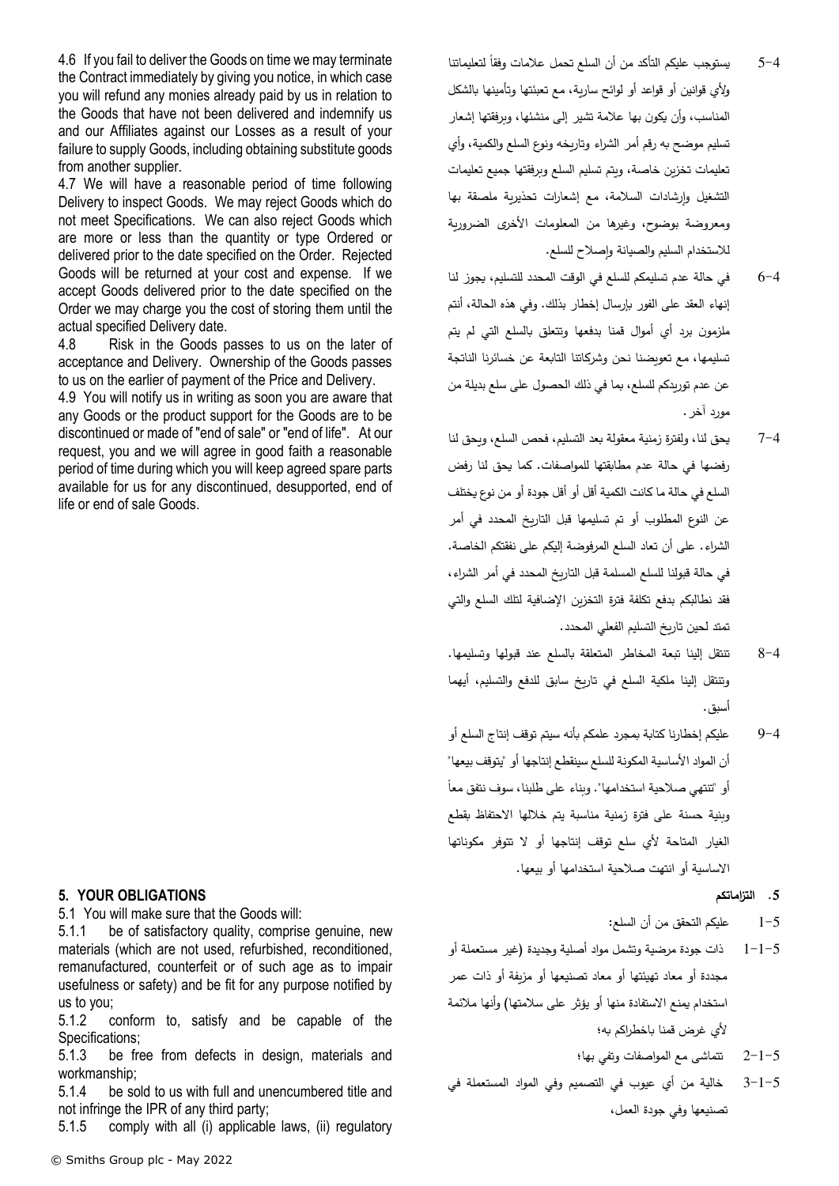4.6 If you fail to deliver the Goods on time we may terminate the Contract immediately by giving you notice, in which case you will refund any monies already paid by us in relation to the Goods that have not been delivered and indemnify us and our Affiliates against our Losses as a result of your failure to supply Goods, including obtaining substitute goods from another supplier.

4.7 We will have a reasonable period of time following Delivery to inspect Goods. We may reject Goods which do not meet Specifications. We can also reject Goods which are more or less than the quantity or type Ordered or delivered prior to the date specified on the Order. Rejected Goods will be returned at your cost and expense. If we accept Goods delivered prior to the date specified on the Order we may charge you the cost of storing them until the actual specified Delivery date.

4.8 Risk in the Goods passes to us on the later of acceptance and Delivery. Ownership of the Goods passes to us on the earlier of payment of the Price and Delivery.

4.9 You will notify us in writing as soon you are aware that any Goods or the product support for the Goods are to be discontinued or made of "end of sale" or "end of life". At our request, you and we will agree in good faith a reasonable period of time during which you will keep agreed spare parts available for us for any discontinued, desupported, end of life or end of sale Goods.

## 5. YOUR OBLIGATIONS

5.1 You will make sure that the Goods will:

5.1.1 be of satisfactory quality, comprise genuine, new materials (which are not used, refurbished, reconditioned, remanufactured, counterfeit or of such age as to impair usefulness or safety) and be fit for any purpose notified by us to you;

5.1.2 conform to, satisfy and be capable of the Specifications;

5.1.3 be free from defects in design, materials and workmanship;

5.1.4 be sold to us with full and unencumbered title and not infringe the IPR of any third party;

5.1.5 comply with all (i) applicable laws, (ii) regulatory

4-5 يستوجب عليكم التأكد من أن السلع تحمل علامات وفقاً لتعليماتنا ولأي قوانين أو قواعد أو لوائح سارية، مع تعبئتها وتأمينها بالشكل المناسب، وأن يكون بها علامة تشير إلى منشئها، وبرفقتها إشعار تسليم موضح به رقم أمر الشراء وتاريخه ونوع السلع والكمية، وأي تعليمات تخزين خاصة، ويتم تسليم السلع وبرفقتها جميع تعليمات التشغيل وإرشادات السلامة، مع إشعارات تحذيرية ملصقة بها ومعروضة بوضوح، وغيرها من المعلومات الأخرى الضرورية للاستخدام السليم والصيانة وإصلاح للسلع.

4-6 في حالة عدم تسليمكم للسلع في الوقت المحدد للتسليم، يجوز لنا إنهاء العقد على الفور بإرسال إخطار بذلك. وفي هذه الحالة، أنتم ملزمون برد أي أموال قمنا بدفعها وتتعلق بالسلع التي لم يتم تسليمها، مع تعويضنا نحن وشركاتنا التابعة عن خسائرنا الناتجة عن عدم توريدكم للسلع، بما في ذلك الحصول على سلع بديلة من مورد آخر.

4-7 يحق لنا، ولفترة زمنية معقولة بعد التسليم، فحص السلع، ويحق لنا رفضها في حالة عدم مطابقتها للمواصفات. كما يحق لنا رفض السلع في حالة ما كانت الكمية أقل أو أقل جودة أو من نوع يختلف عن النوع المطلوب أو تم تسليمها قبل التاريخ المحدد في أمر الشراء. على أن تعاد السلع المرفوضة إليكم على نفقتكم الخاصة. في حالة قبولنا للسلع المسلمة قبل التاريخ المحدد في أمر الشراء، فقد نطالبكم بدفع تكلفة فترة التخزين الإضافية لتلك السلع والتي تمتد لحين تاريخ التسليم الفعلي المحدد.

4-8 تنتقل إلينا تبعة المخاطر المتعلقة بالسلع عند قبولها وتسليمها. وتنتقل إلينا ملكية السلع في تاريخ سابق للدفع والتسليم، أيهما أسبق.

4-9 عليكم إخطارنا كتابة بمجرد علمكم بأنه سيتم توقف إنتاج السلع أو أن المواد الأساسية المكونة للسلع سينقطع إنتاجها أو "يتوقف بيعها" أو "تنتهي صلاحية استخدامها". وبناء على طلبنا، سوف نتفق معاً وبنية حسنة على فترة زمنية مناسبة يتم خلالها الاحتفاظ بقطع الغيار المتاحة لأي سلع توقف إنتاجها أو لا تتوفر مكوناتها الاساسية أو انتهت صلاحية استخدامها أو بيعها.

## 5. التزاماتكم

5-1 عليكم التحقق من أن السلع:

5-1-1 ذات جودة مرضية وتشمل مواد أصلية وجديدة (غير مستعملة أو مجددة أو معاد تهيئتها أو معاد تصنيعها أو مزيفة أو ذات عمر استخدام يمنع الاستفادة منها أو يؤثر على سلامتها) وأنها ملائمة لأي غرض قمنا باخطراكم به؛

5-1-2 تتماشى مع المواصفات وتفي بها؛

5-1-3 خالية من أي عيوب في التصميم وفي المواد المستعملة في تصنيعها وفي جودة العمل،

© Smiths Group plc - May 2022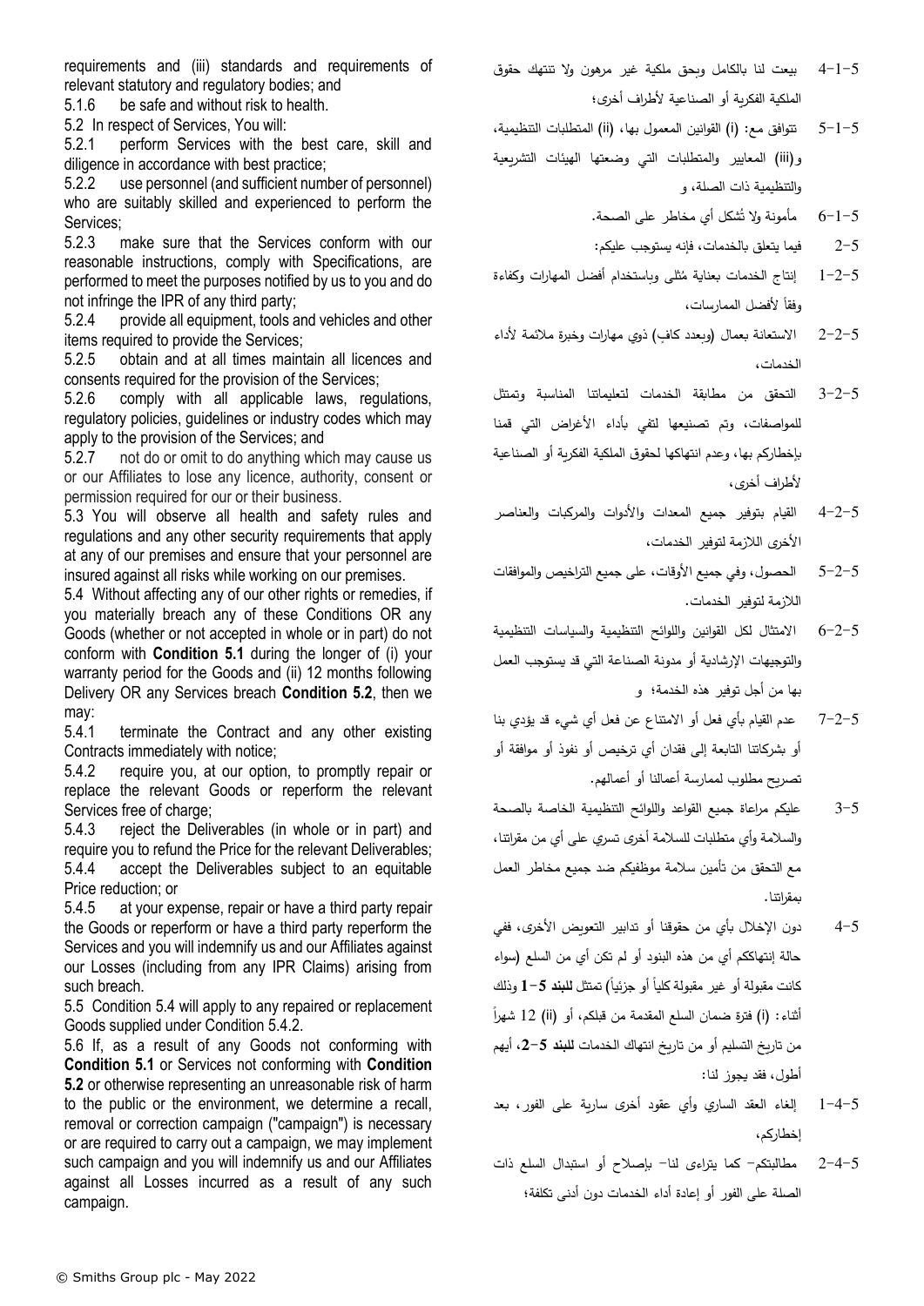requirements and (iii) standards and requirements of relevant statutory and regulatory bodies; and

5.1.6 be safe and without risk to health.

5.2 In respect of Services, You will:

5.2.1 perform Services with the best care, skill and diligence in accordance with best practice;

5.2.2 use personnel (and sufficient number of personnel) who are suitably skilled and experienced to perform the Services;

5.2.3 make sure that the Services conform with our reasonable instructions, comply with Specifications, are performed to meet the purposes notified by us to you and do not infringe the IPR of any third party;

5.2.4 provide all equipment, tools and vehicles and other items required to provide the Services;

5.2.5 obtain and at all times maintain all licences and consents required for the provision of the Services;

5.2.6 comply with all applicable laws, regulations, regulatory policies, guidelines or industry codes which may apply to the provision of the Services; and

5.2.7 not do or omit to do anything which may cause us or our Affiliates to lose any licence, authority, consent or permission required for our or their business.

5.3 You will observe all health and safety rules and regulations and any other security requirements that apply at any of our premises and ensure that your personnel are insured against all risks while working on our premises.

5.4 Without affecting any of our other rights or remedies, if you materially breach any of these Conditions OR any Goods (whether or not accepted in whole or in part) do not conform with **Condition 5.1** during the longer of (i) your warranty period for the Goods and (ii) 12 months following Delivery OR any Services breach **Condition 5.2**, then we may:

5.4.1 terminate the Contract and any other existing Contracts immediately with notice;

5.4.2 require you, at our option, to promptly repair or replace the relevant Goods or reperform the relevant Services free of charge;

5.4.3 reject the Deliverables (in whole or in part) and require you to refund the Price for the relevant Deliverables;

5.4.4 accept the Deliverables subject to an equitable Price reduction; or

5.4.5 at your expense, repair or have a third party repair the Goods or reperform or have a third party reperform the Services and you will indemnify us and our Affiliates against our Losses (including from any IPR Claims) arising from such breach.

5.5 Condition 5.4 will apply to any repaired or replacement Goods supplied under Condition 5.4.2.

5.6 If, as a result of any Goods not conforming with **Condition 5.1** or Services not conforming with **Condition 5.2** or otherwise representing an unreasonable risk of harm to the public or the environment, we determine a recall, removal or correction campaign ("campaign") is necessary or are required to carry out a campaign, we may implement such campaign and you will indemnify us and our Affiliates against all Losses incurred as a result of any such campaign.

5-1-4 بيعت لنا بالكامل وبحق ملكية غير مرهون ولا تنتهك حقوق الملكية الفكرية أو الصناعية لأطراف أخرى؛

5-1-5 تتوافق مع: (i) القوانين المعمول بها، (ii) المتطلبات التنظيمية، و(iii) المعايير والمتطلبات التي وضعتها الهيئات التشريعية والتنظيمية ذات الصلة، و

5-1-6 مأمونة ولا تُشكل أي مخاطر على الصحة.

5-2 فيما يتعلق بالخدمات، فإنه يستوجب عليكم:

5-2-1 إنتاج الخدمات بعناية مُثلى وباستخدام أفضل المهارات وكفاءة وفقاً لأفضل الممارسات،

5-2-2 الاستعانة بعمال (وبعدد كافٍ) ذوي مهارات وخبرة ملائمة لأداء الخدمات،

5-2-3 التحقق من مطابقة الخدمات لتعليماتنا المناسبة وتمتثل للمواصفات، وتم تصنيعها لتفي بأداء الأغراض التي قمنا بإخطاركم بها، وعدم انتهاكها لحقوق الملكية الفكرية أو الصناعية لأطراف أخرى،

5-2-4 القيام بتوفير جميع المعدات والأدوات والمركبات والعناصر الأخرى اللازمة لتوفير الخدمات،

5-2-5 الحصول، وفي جميع الأوقات، على جميع التراخيص والموافقات اللازمة لتوفير الخدمات.

5-2-6 الامتثال لكل القوانين واللوائح التنظيمية والسياسات التنظيمية والتوجيهات الإرشادية أو مدونة الصناعة التي قد يستوجب العمل بها من أجل توفير هذه الخدمة؛ و

5-2-7 عدم القيام بأي فعل أو الامتناع عن فعل أي شيء قد يؤدي بنا أو بشركاتنا التابعة إلى فقدان أي ترخيص أو نفوذ أو موافقة أو تصريح مطلوب لممارسة أعمالنا أو أعمالهم.

5-3 عليكم مراعاة جميع القواعد واللوائح التنظيمية الخاصة بالصحة والسلامة وأي متطلبات للسلامة أخرى تسري على أي من مقراتنا، مع التحقق من تأمين سلامة موظفيكم ضد جميع مخاطر العمل بمقراتنا.

5-4 دون الإخلال بأي من حقوقنا أو تدابير التعويض الأخرى، ففي حالة إنتهاككم أي من هذه البنود أو لم تكن أي من السلع (سواء كانت مقبولة أو غير مقبولة كلياً أو جزئياً) تمتثل **للبند 5-1** وذلك أثناء: (i) فترة ضمان السلع المقدمة من قبلكم، أو (ii) 12 شهراً من تاريخ التسليم أو من تاريخ انتهاك الخدمات **للبند 5-2**، أيهم أطول، فقد يجوز لنا:

5-4-1 إلغاء العقد الساري وأي عقود أخرى سارية على الفور، بعد إخطاركم،

5-4-2 مطالبتكم- كما يتراءى لنا- بإصلاح أو استبدال السلع ذات الصلة على الفور أو إعادة أداء الخدمات دون أدنى تكلفة؛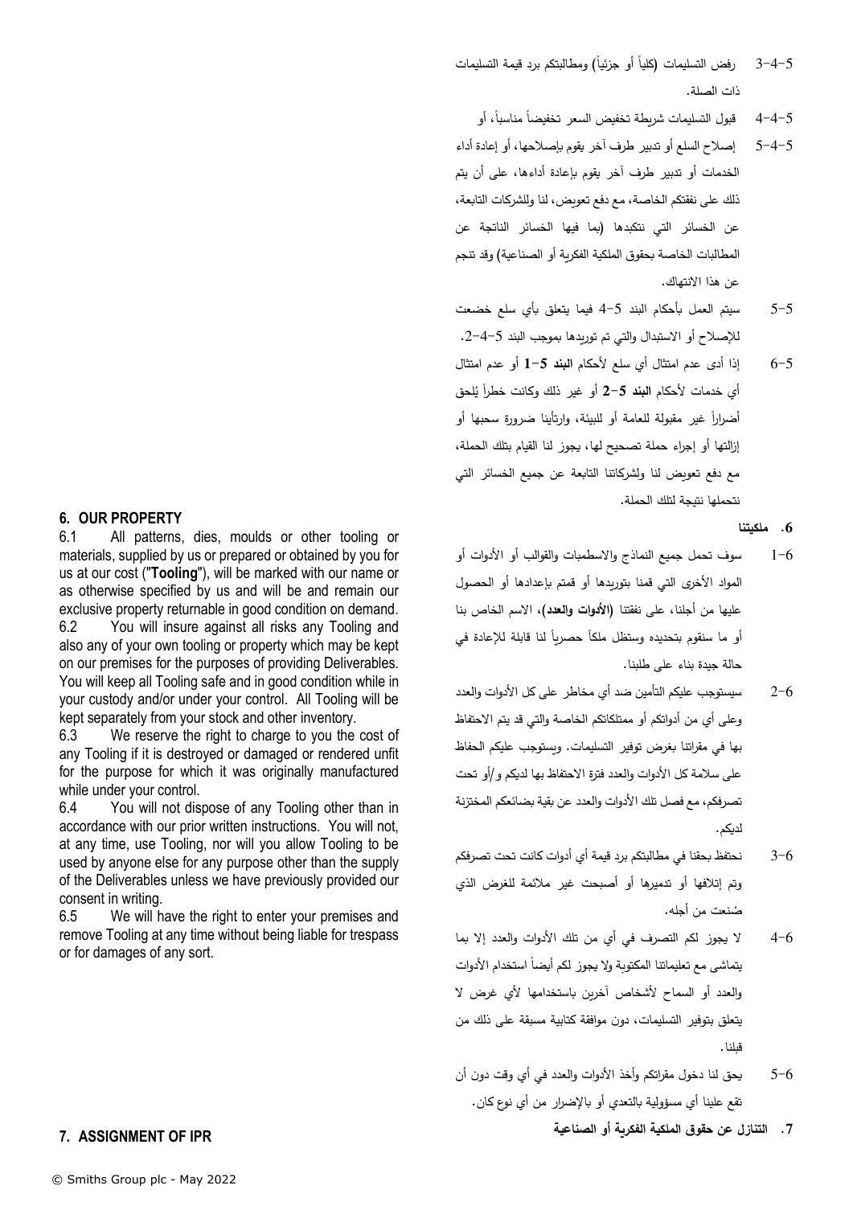٣-٤-٥ رفض التسليمات (كلياً أو جزئياً) ومطالبتكم برد قيمة التسليمات ذات الصلة.

٤-٤-٥ قبول التسليمات شريطة تخفيض السعر تخفيضاً مناسباً، أو

٥-٤-٥ إصلاح السلع أو تدبير طرف آخر يقوم بإصلاحها، أو إعادة أداء الخدمات أو تدبير طرف آخر يقوم بإعادة أداءها، على أن يتم ذلك على نفقتكم الخاصة، مع دفع تعويض، لنا وللشركات التابعة، عن الخسائر التي نتكبدها (بما فيها الخسائر الناتجة عن المطالبات الخاصة بحقوق الملكية الفكرية أو الصناعية) وقد تنجم عن هذا الانتهاك.

٥-٥ سيتم العمل بأحكام البند ٥-٤ فيما يتعلق بأي سلع خضعت للإصلاح أو الاستبدال والتي تم توريدها بموجب البند ٥-٤-٢.

٦-٥ إذا أدى عدم امتثال أي سلع لأحكام **البند ٥-١** أو عدم امتثال أي خدمات لأحكام **البند ٥-٢** أو غير ذلك وكانت خطراً يُلحق أضراراً غير مقبولة للعامة أو للبيئة، وارتأينا ضرورة سحبها أو إزالتها أو إجراء حملة تصحيح لها، يجوز لنا القيام بتلك الحملة، مع دفع تعويض لنا ولشركاتنا التابعة عن جميع الخسائر التي نتحملها نتيجة لتلك الحملة.

## 6. OUR PROPERTY

6.1 All patterns, dies, moulds or other tooling or materials, supplied by us or prepared or obtained by you for us at our cost ("**Tooling**"), will be marked with our name or as otherwise specified by us and will be and remain our exclusive property returnable in good condition on demand.

6.2 You will insure against all risks any Tooling and also any of your own tooling or property which may be kept on our premises for the purposes of providing Deliverables. You will keep all Tooling safe and in good condition while in your custody and/or under your control. All Tooling will be kept separately from your stock and other inventory.

6.3 We reserve the right to charge to you the cost of any Tooling if it is destroyed or damaged or rendered unfit for the purpose for which it was originally manufactured while under your control.

6.4 You will not dispose of any Tooling other than in accordance with our prior written instructions. You will not, at any time, use Tooling, nor will you allow Tooling to be used by anyone else for any purpose other than the supply of the Deliverables unless we have previously provided our consent in writing.

6.5 We will have the right to enter your premises and remove Tooling at any time without being liable for trespass or for damages of any sort.

## ٦. ملكيتنا

١-٦ سوف تحمل جميع النماذج والاسطمبات والقوالب أو الأدوات أو المواد الأخرى التي قمنا بتوريدها أو قمتم بإعدادها أو الحصول عليها من أجلنا، على نفقتنا (**الأدوات والعدد**)، الاسم الخاص بنا أو ما سنقوم بتحديده وستظل ملكاً حصرياً لنا قابلة للإعادة في حالة جيدة بناء على طلبنا.

٢-٦ سيستوجب عليكم التأمين ضد أي مخاطر على كل الأدوات والعدد وعلى أي من أدواتكم أو ممتلكاتكم الخاصة والتي قد يتم الاحتفاظ بها في مقراتنا بغرض توفير التسليمات. ويستوجب عليكم الحفاظ على سلامة كل الأدوات والعدد فترة الاحتفاظ بها لديكم و/أو تحت تصرفكم، مع فصل تلك الأدوات والعدد عن بقية بضائعكم المختزنة لديكم.

٣-٦ نحتفظ بحقنا في مطالبتكم برد قيمة أي أدوات كانت تحت تصرفكم وتم إتلافها أو تدميرها أو أصبحت غير ملائمة للغرض الذي صُنعت من أجله.

٤-٦ لا يجوز لكم التصرف في أي من تلك الأدوات والعدد إلا بما يتماشى مع تعليماتنا المكتوبة ولا يجوز لكم أيضاً استخدام الأدوات والعدد أو السماح لأشخاص آخرين باستخدامها لأي غرض لا يتعلق بتوفير التسليمات، دون موافقة كتابية مسبقة على ذلك من قبلنا.

٥-٦ يحق لنا دخول مقراتكم وأخذ الأدوات والعدد في أي وقت دون أن تقع علينا أي مسؤولية بالتعدي أو بالإضرار من أي نوع كان.

## 7. ASSIGNMENT OF IPR

## ٧. التنازل عن حقوق الملكية الفكرية أو الصناعية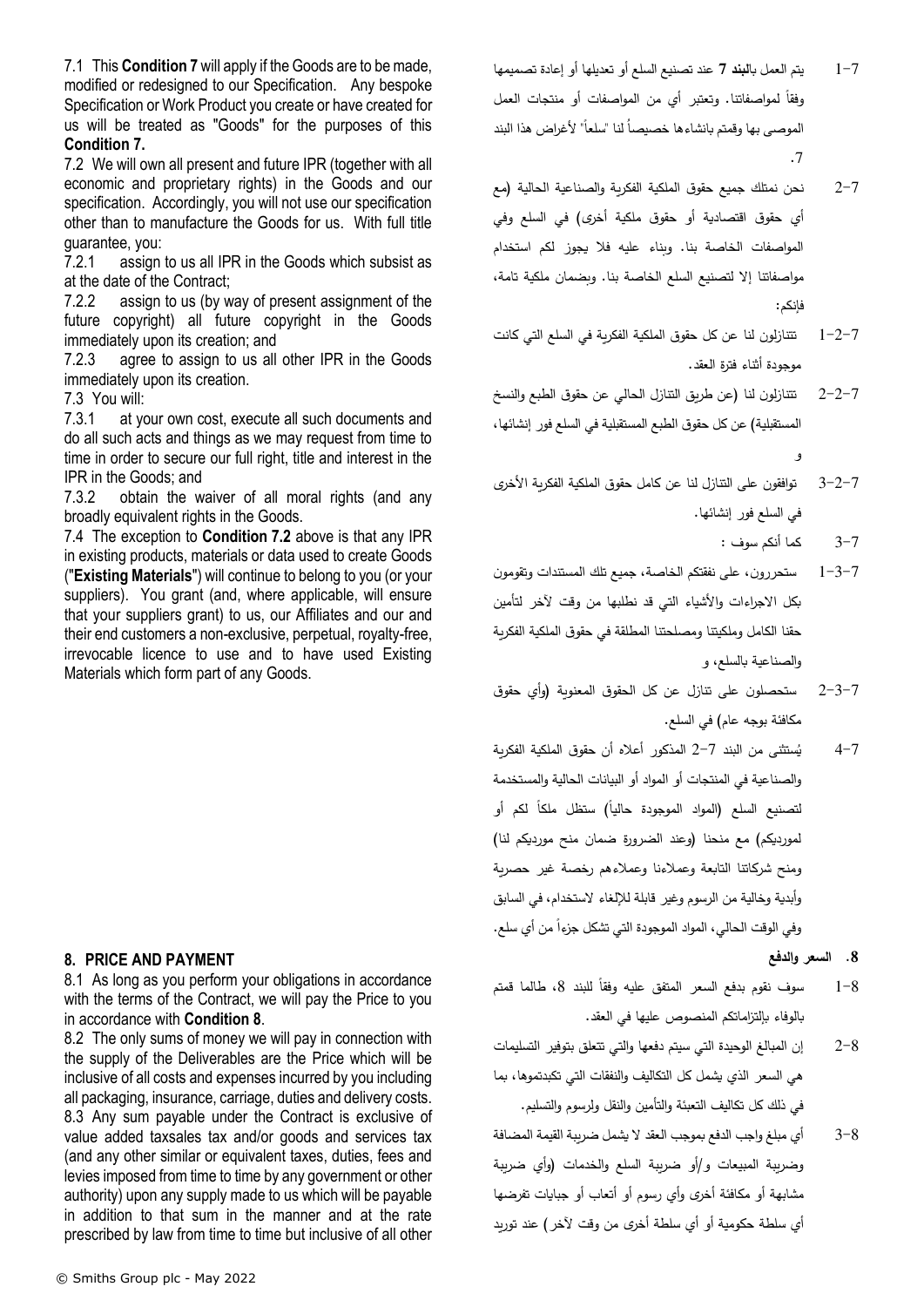7.1 This **Condition 7** will apply if the Goods are to be made, modified or redesigned to our Specification. Any bespoke Specification or Work Product you create or have created for us will be treated as "Goods" for the purposes of this **Condition 7.**

7.2 We will own all present and future IPR (together with all economic and proprietary rights) in the Goods and our specification. Accordingly, you will not use our specification other than to manufacture the Goods for us. With full title guarantee, you:

7.2.1 assign to us all IPR in the Goods which subsist as at the date of the Contract;

7.2.2 assign to us (by way of present assignment of the future copyright) all future copyright in the Goods immediately upon its creation; and

7.2.3 agree to assign to us all other IPR in the Goods immediately upon its creation.

7.3 You will:

7.3.1 at your own cost, execute all such documents and do all such acts and things as we may request from time to time in order to secure our full right, title and interest in the IPR in the Goods; and

7.3.2 obtain the waiver of all moral rights (and any broadly equivalent rights in the Goods.

7.4 The exception to **Condition 7.2** above is that any IPR in existing products, materials or data used to create Goods ("**Existing Materials**") will continue to belong to you (or your suppliers). You grant (and, where applicable, will ensure that your suppliers grant) to us, our Affiliates and our and their end customers a non-exclusive, perpetual, royalty-free, irrevocable licence to use and to have used Existing Materials which form part of any Goods.

7-1 يتم العمل بالبند **7** عند تصنيع السلع أو تعديلها أو إعادة تصميمها وفقاً لمواصفاتنا. وتعتبر أي من المواصفات أو منتجات العمل الموصى بها وقمتم بانشاءها خصيصاً لنا "سلعاً" لأغراض هذا البند 7.

7-2 نحن نمتلك جميع حقوق الملكية الفكرية والصناعية الحالية (مع أي حقوق اقتصادية أو حقوق ملكية أخرى) في السلع وفي المواصفات الخاصة بنا. وبناء عليه فلا يجوز لكم استخدام مواصفاتنا إلا لتصنيع السلع الخاصة بنا. وبضمان ملكية تامة، فإنكم:

7-2-1 تتنازلون لنا عن كل حقوق الملكية الفكرية في السلع التي كانت موجودة أثناء فترة العقد.

7-2-2 تتنازلون لنا (عن طريق التنازل الحالي عن حقوق الطبع والنسخ المستقبلية) عن كل حقوق الطبع المستقبلية في السلع فور إنشائها، و

7-2-3 توافقون على التنازل لنا عن كامل حقوق الملكية الفكرية الأخرى في السلع فور إنشائها.

7-3 كما أنكم سوف :

7-3-1 ستحررون، على نفقتكم الخاصة، جميع تلك المستندات وتقومون بكل الاجراءات والأشياء التي قد نطلبها من وقت لآخر لتأمين حقنا الكامل وملكيتنا ومصلحتنا المطلقة في حقوق الملكية الفكرية والصناعية بالسلع، و

7-3-2 ستحصلون على تنازل عن كل الحقوق المعنوية (وأي حقوق مكافئة بوجه عام) في السلع.

7-4 يُستثنى من البند 7-2 المذكور أعلاه أن حقوق الملكية الفكرية والصناعية في المنتجات أو المواد أو البيانات الحالية والمستخدمة لتصنيع السلع (المواد الموجودة حالياً) ستظل ملكاً لكم أو لمورديكم) مع منحنا (وعند الضرورة ضمان منح مورديكم لنا) ومنح شركاتنا التابعة وعملاءنا وعملاءهم رخصة غير حصرية وأبدية وخالية من الرسوم وغير قابلة للإلغاء لاستخدام، في السابق وفي الوقت الحالي، المواد الموجودة التي تشكل جزءاً من أي سلع.

## 8. PRICE AND PAYMENT

8.1 As long as you perform your obligations in accordance with the terms of the Contract, we will pay the Price to you in accordance with **Condition 8**.

8.2 The only sums of money we will pay in connection with the supply of the Deliverables are the Price which will be inclusive of all costs and expenses incurred by you including all packaging, insurance, carriage, duties and delivery costs.

8.3 Any sum payable under the Contract is exclusive of value added taxsales tax and/or goods and services tax (and any other similar or equivalent taxes, duties, fees and levies imposed from time to time by any government or other authority) upon any supply made to us which will be payable in addition to that sum in the manner and at the rate prescribed by law from time to time but inclusive of all other

## 8. السعر والدفع

8-1 سوف نقوم بدفع السعر المتفق عليه وفقاً للبند 8، طالما قمتم بالوفاء بإلتزاماتكم المنصوص عليها في العقد.

8-2 إن المبالغ الوحيدة التي سيتم دفعها والتي تتعلق بتوفير التسليمات هي السعر الذي يشمل كل التكاليف والنفقات التي تكبدتموها، بما في ذلك كل تكاليف التعبئة والتأمين والنقل ولرسوم والتسليم.

8-3 أي مبلغ واجب الدفع بموجب العقد لا يشمل ضريبة القيمة المضافة وضريبة المبيعات و/أو ضريبة السلع والخدمات (وأي ضريبة مشابهة أو مكافئة أخرى وأي رسوم أو أتعاب أو جبايات تفرضها أي سلطة حكومية أو أي سلطة أخرى من وقت لآخر) عند توريد

© Smiths Group plc - May 2022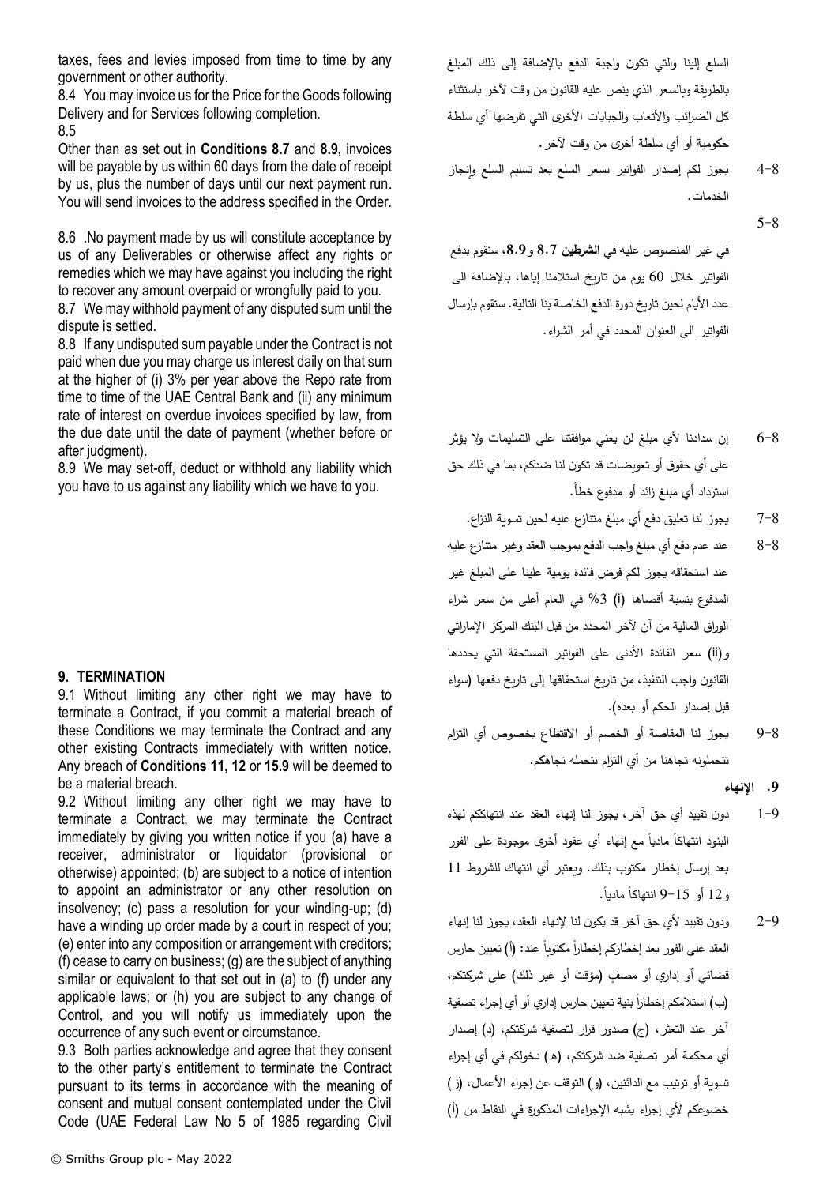taxes, fees and levies imposed from time to time by any government or other authority.

8.4 You may invoice us for the Price for the Goods following Delivery and for Services following completion.

8.5

Other than as set out in **Conditions 8.7** and **8.9,** invoices will be payable by us within 60 days from the date of receipt by us, plus the number of days until our next payment run. You will send invoices to the address specified in the Order.

8.6 .No payment made by us will constitute acceptance by us of any Deliverables or otherwise affect any rights or remedies which we may have against you including the right to recover any amount overpaid or wrongfully paid to you.

8.7 We may withhold payment of any disputed sum until the dispute is settled.

8.8 If any undisputed sum payable under the Contract is not paid when due you may charge us interest daily on that sum at the higher of (i) 3% per year above the Repo rate from time to time of the UAE Central Bank and (ii) any minimum rate of interest on overdue invoices specified by law, from the due date until the date of payment (whether before or after judgment).

8.9 We may set-off, deduct or withhold any liability which you have to us against any liability which we have to you.

**9. TERMINATION**

9.1 Without limiting any other right we may have to terminate a Contract, if you commit a material breach of these Conditions we may terminate the Contract and any other existing Contracts immediately with written notice. Any breach of **Conditions 11, 12** or **15.9** will be deemed to be a material breach.

9.2 Without limiting any other right we may have to terminate a Contract, we may terminate the Contract immediately by giving you written notice if you (a) have a receiver, administrator or liquidator (provisional or otherwise) appointed; (b) are subject to a notice of intention to appoint an administrator or any other resolution on insolvency; (c) pass a resolution for your winding-up; (d) have a winding up order made by a court in respect of you; (e) enter into any composition or arrangement with creditors; (f) cease to carry on business; (g) are the subject of anything similar or equivalent to that set out in (a) to (f) under any applicable laws; or (h) you are subject to any change of Control, and you will notify us immediately upon the occurrence of any such event or circumstance.

9.3 Both parties acknowledge and agree that they consent to the other party's entitlement to terminate the Contract pursuant to its terms in accordance with the meaning of consent and mutual consent contemplated under the Civil Code (UAE Federal Law No 5 of 1985 regarding Civil

السلع إلينا والتي تكون واجبة الدفع بالإضافة إلى ذلك المبلغ بالطريقة وبالسعر الذي ينص عليه القانون من وقت لآخر باستثناء كل الضرائب والأتعاب والجبايات الأخرى التي تفرضها أي سلطة حكومية أو أي سلطة أخرى من وقت لآخر.

8-4 يجوز لكم إصدار الفواتير بسعر السلع بعد تسليم السلع وإنجاز الخدمات.

8-5

في غير المنصوص عليه في **الشرطين 8.7** و**8.9**، سنقوم بدفع الفواتير خلال 60 يوم من تاريخ استلامنا إياها، بالإضافة الى عدد الأيام لحين تاريخ دورة الدفع الخاصة بنا التالية. ستقوم بإرسال الفواتير الى العنوان المحدد في أمر الشراء.

8-6 إن سدادنا لأي مبلغ لن يعني موافقتنا على التسليمات ولا يؤثر على أي حقوق أو تعويضات قد تكون لنا ضدكم، بما في ذلك حق استرداد أي مبلغ زائد أو مدفوع خطأً.

8-7 يجوز لنا تعليق دفع أي مبلغ متنازع عليه لحين تسوية النزاع.

8-8 عند عدم دفع أي مبلغ واجب الدفع بموجب العقد وغير متنازع عليه عند استحقاقه يجوز لكم فرض فائدة يومية علينا على المبلغ غير المدفوع بنسبة أقصاها (i) 3% في العام أعلى من سعر شراء الوراق المالية من آن لآخر المحدد من قبل البنك المركز الإماراتي و(ii) سعر الفائدة الأدنى على الفواتير المستحقة التي يحددها القانون واجب التنفيذ، من تاريخ استحقاقها إلى تاريخ دفعها (سواء قبل إصدار الحكم أو بعده).

8-9 يجوز لنا المقاصة أو الخصم أو الاقتطاع بخصوص أي التزام تتحملونه تجاهنا من أي التزام نتحمله تجاهكم.

**9. الإنهاء**

9-1 دون تقييد أي حق آخر، يجوز لنا إنهاء العقد عند انتهاككم لهذه البنود انتهاكاً مادياً مع إنهاء أي عقود أخرى موجودة على الفور بعد إرسال إخطار مكتوب بذلك. ويعتبر أي انتهاك للشروط 11 و12 أو 15-9 انتهاكاً مادياً.

9-2 ودون تقييد لأي حق آخر قد يكون لنا لإنهاء العقد، يجوز لنا إنهاء العقد على الفور بعد إخطاركم إخطاراً مكتوباً عند: (أ) تعيين حارس قضائي أو إداري أو مصفٍ (مؤقت أو غير ذلك) على شركتكم، (ب) استلامكم إخطاراً بنية تعيين حارس إداري أو أي إجراء تصفية آخر عند التعثر، (ج) صدور قرار لتصفية شركتكم، (د) إصدار أي محكمة أمر تصفية ضد شركتكم، (هـ) دخولكم في أي إجراء تسوية أو ترتيب مع الدائنين، (و) التوقف عن إجراء الأعمال، (ز) خضوعكم لأي إجراء يشبه الإجراءات المذكورة في النقاط من (أ)

© Smiths Group plc - May 2022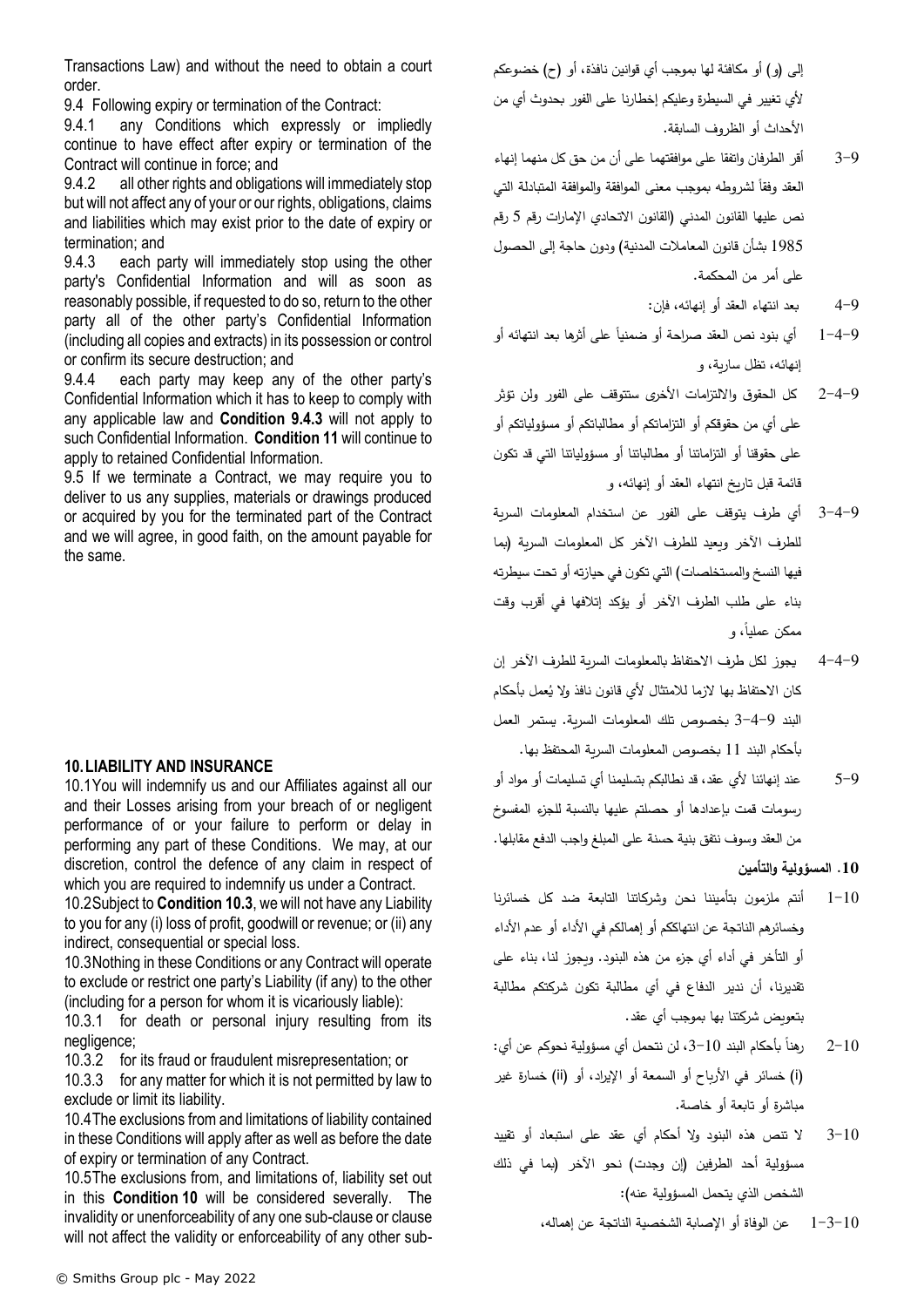Transactions Law) and without the need to obtain a court order.

9.4 Following expiry or termination of the Contract:

9.4.1 any Conditions which expressly or impliedly continue to have effect after expiry or termination of the Contract will continue in force; and

9.4.2 all other rights and obligations will immediately stop but will not affect any of your or our rights, obligations, claims and liabilities which may exist prior to the date of expiry or termination; and

9.4.3 each party will immediately stop using the other party's Confidential Information and will as soon as reasonably possible, if requested to do so, return to the other party all of the other party's Confidential Information (including all copies and extracts) in its possession or control or confirm its secure destruction; and

9.4.4 each party may keep any of the other party's Confidential Information which it has to keep to comply with any applicable law and **Condition 9.4.3** will not apply to such Confidential Information. **Condition 11** will continue to apply to retained Confidential Information.

9.5 If we terminate a Contract, we may require you to deliver to us any supplies, materials or drawings produced or acquired by you for the terminated part of the Contract and we will agree, in good faith, on the amount payable for the same.

## 10. LIABILITY AND INSURANCE

10.1 You will indemnify us and our Affiliates against all our and their Losses arising from your breach of or negligent performance of or your failure to perform or delay in performing any part of these Conditions. We may, at our discretion, control the defence of any claim in respect of which you are required to indemnify us under a Contract.

10.2 Subject to **Condition 10.3**, we will not have any Liability to you for any (i) loss of profit, goodwill or revenue; or (ii) any indirect, consequential or special loss.

10.3 Nothing in these Conditions or any Contract will operate to exclude or restrict one party's Liability (if any) to the other (including for a person for whom it is vicariously liable):

10.3.1 for death or personal injury resulting from its negligence;

10.3.2 for its fraud or fraudulent misrepresentation; or

10.3.3 for any matter for which it is not permitted by law to exclude or limit its liability.

10.4 The exclusions from and limitations of liability contained in these Conditions will apply after as well as before the date of expiry or termination of any Contract.

10.5 The exclusions from, and limitations of, liability set out in this **Condition 10** will be considered severally. The invalidity or unenforceability of any one sub-clause or clause will not affect the validity or enforceability of any other sub-

إلى (و) أو مكافئة لها بموجب أي قوانين نافذة، أو (ح) خضوعكم لأي تغيير في السيطرة وعليكم إخطارنا على الفور بحدوث أي من الأحداث أو الظروف السابقة.

9-3 أقر الطرفان واتفقا على موافقتهما على أن من حق كل منهما إنهاء العقد وفقاً لشروطه بموجب معنى الموافقة والموافقة المتبادلة التي نص عليها القانون المدني (القانون الاتحادي الإمارات رقم 5 رقم 1985 بشأن قانون المعاملات المدنية) ودون حاجة إلى الحصول على أمر من المحكمة.

9-4 بعد انتهاء العقد أو إنهائه، فإن:

9-4-1 أي بنود نص العقد صراحة أو ضمنياً على أثرها بعد انتهائه أو إنهائه، تظل سارية، و

9-4-2 كل الحقوق والالتزامات الأخرى ستتوقف على الفور ولن تؤثر على أي من حقوقكم أو التزاماتكم أو مطالباتكم أو مسؤولياتكم أو على حقوقنا أو التزاماتنا أو مطالباتنا أو مسؤولياتنا التي قد تكون قائمة قبل تاريخ انتهاء العقد أو إنهائه، و

9-4-3 أي طرف يتوقف على الفور عن استخدام المعلومات السرية للطرف الآخر ويعيد للطرف الآخر كل المعلومات السرية (بما فيها النسخ والمستخلصات) التي تكون في حيازته أو تحت سيطرته بناء على طلب الطرف الآخر أو يؤكد إتلافها في أقرب وقت ممكن عملياً، و

9-4-4 يجوز لكل طرف الاحتفاظ بالمعلومات السرية للطرف الآخر إن كان الاحتفاظ بها لازما للامتثال لأي قانون نافذ ولا يُعمل بأحكام البند 9-4-3 بخصوص تلك المعلومات السرية. يستمر العمل بأحكام البند 11 بخصوص المعلومات السرية المحتفظ بها.

9-5 عند إنهائنا لأي عقد، قد نطالبكم بتسليمنا أي تسليمات أو مواد أو رسومات قمت بإعدادها أو حصلتم عليها بالنسبة للجزء المفسوخ من العقد وسوف نتفق بنية حسنة على المبلغ واجب الدفع مقابلها.

## 10. المسؤولية والتأمين

10-1 أنتم ملزمون بتأميننا نحن وشركاتنا التابعة ضد كل خسائرنا وخسائرهم الناتجة عن انتهاككم أو إهمالكم في الأداء أو عدم الأداء أو التأخر في أداء أي جزء من هذه البنود. ويجوز لنا، بناء على تقديرنا، أن ندير الدفاع في أي مطالبة تكون شركتكم مطالبة بتعويض شركتنا بها بموجب أي عقد.

10-2 رهناً بأحكام البند 10-3، لن نتحمل أي مسؤولية نحوكم عن أي: (i) خسائر في الأرباح أو السمعة أو الإيراد، أو (ii) خسارة غير مباشرة أو تابعة أو خاصة.

10-3 لا تنص هذه البنود ولا أحكام أي عقد على استبعاد أو تقييد مسؤولية أحد الطرفين (إن وجدت) نحو الآخر (بما في ذلك الشخص الذي يتحمل المسؤولية عنه):

10-3-1 عن الوفاة أو الإصابة الشخصية الناتجة عن إهماله،

© Smiths Group plc - May 2022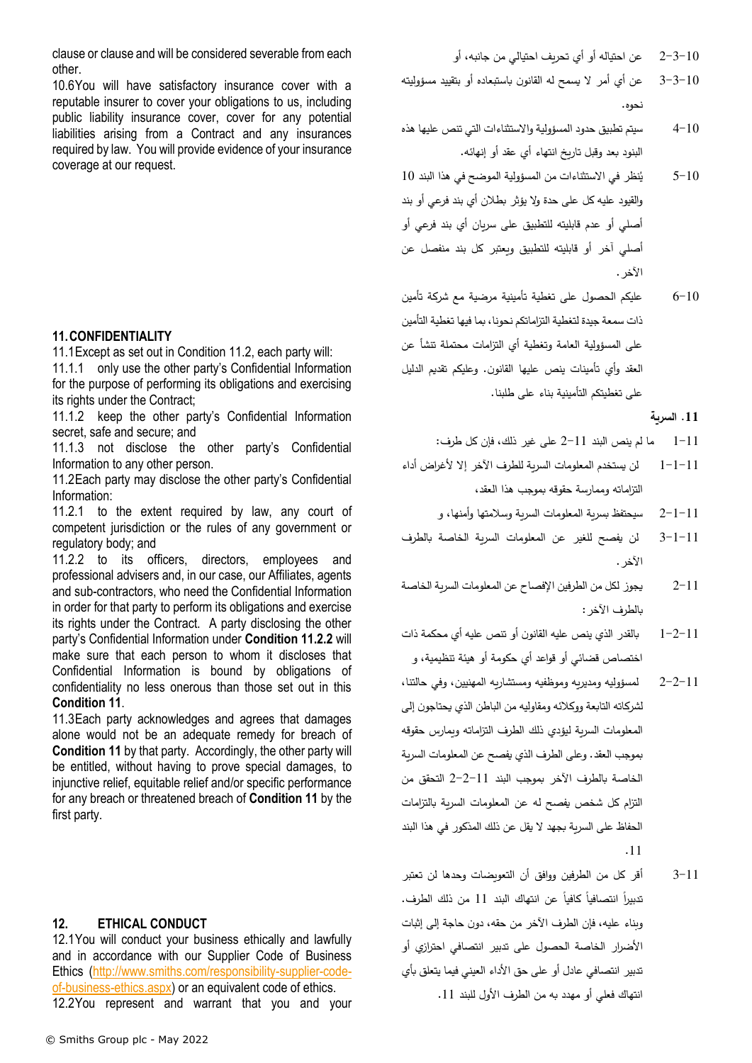clause or clause and will be considered severable from each other.

10.6 You will have satisfactory insurance cover with a reputable insurer to cover your obligations to us, including public liability insurance cover, cover for any potential liabilities arising from a Contract and any insurances required by law. You will provide evidence of your insurance coverage at our request.

## 11. CONFIDENTIALITY

11.1 Except as set out in Condition 11.2, each party will:

11.1.1 only use the other party's Confidential Information for the purpose of performing its obligations and exercising its rights under the Contract;

11.1.2 keep the other party's Confidential Information secret, safe and secure; and

11.1.3 not disclose the other party's Confidential Information to any other person.

11.2 Each party may disclose the other party's Confidential Information:

11.2.1 to the extent required by law, any court of competent jurisdiction or the rules of any government or regulatory body; and

11.2.2 to its officers, directors, employees and professional advisers and, in our case, our Affiliates, agents and sub-contractors, who need the Confidential Information in order for that party to perform its obligations and exercise its rights under the Contract. A party disclosing the other party's Confidential Information under **Condition 11.2.2** will make sure that each person to whom it discloses that Confidential Information is bound by obligations of confidentiality no less onerous than those set out in this **Condition 11**.

11.3 Each party acknowledges and agrees that damages alone would not be an adequate remedy for breach of **Condition 11** by that party. Accordingly, the other party will be entitled, without having to prove special damages, to injunctive relief, equitable relief and/or specific performance for any breach or threatened breach of **Condition 11** by the first party.

## 12. ETHICAL CONDUCT

12.1 You will conduct your business ethically and lawfully and in accordance with our Supplier Code of Business Ethics (http://www.smiths.com/responsibility-supplier-code-of-business-ethics.aspx) or an equivalent code of ethics.

12.2 You represent and warrant that you and your

10-3-2 عن احتياله أو أي تحريف احتيالي من جانبه، أو

10-3-3 عن أي أمر لا يسمح له القانون باستبعاده أو بتقييد مسؤوليته نحوه.

10-4 سيتم تطبيق حدود المسؤولية والاستثناءات التي تنص عليها هذه البنود بعد وقبل تاريخ انتهاء أي عقد أو إنهائه.

10-5 يُنظر في الاستثناءات من المسؤولية الموضح في هذا البند 10 والقيود عليه كل على حدة ولا يؤثر بطلان أي بند فرعي أو بند أصلي أو عدم قابليته للتطبيق على سريان أي بند فرعي أو أصلي آخر أو قابليته للتطبيق ويعتبر كل بند منفصل عن الآخر.

10-6 عليكم الحصول على تغطية تأمينية مرضية مع شركة تأمين ذات سمعة جيدة لتغطية التزاماتكم نحونا، بما فيها تغطية التأمين على المسؤولية العامة وتغطية أي التزامات محتملة تنشأ عن العقد وأي تأمينات ينص عليها القانون. وعليكم تقديم الدليل على تغطيتكم التأمينية بناء على طلبنا.

## 11. السرية

11-1 ما لم ينص البند 11-2 على غير ذلك، فإن كل طرف:

11-1-1 لن يستخدم المعلومات السرية للطرف الآخر إلا لأغراض أداء التزاماته وممارسة حقوقه بموجب هذا العقد،

11-1-2 سيحتفظ بسرية المعلومات السرية وسلامتها وأمنها، و

11-1-3 لن يفصح للغير عن المعلومات السرية الخاصة بالطرف الآخر.

11-2 يجوز لكل من الطرفين الإفصاح عن المعلومات السرية الخاصة بالطرف الآخر:

11-2-1 بالقدر الذي ينص عليه القانون أو تنص عليه أي محكمة ذات اختصاص قضائي أو قواعد أي حكومة أو هيئة تنظيمية، و

11-2-2 لمسؤوليه ومديريه وموظفيه ومستشاريه المهنيين، وفي حالتنا، لشركاته التابعة ووكلائه ومقاوليه من الباطن الذي يحتاجون إلى المعلومات السرية ليؤدي ذلك الطرف التزاماته ويمارس حقوقه بموجب العقد. وعلى الطرف الذي يفصح عن المعلومات السرية الخاصة بالطرف الآخر بموجب البند 11-2-2 التحقق من التزام كل شخص يفصح له عن المعلومات السرية بالتزامات الحفاظ على السرية بجهد لا يقل عن ذلك المذكور في هذا البند 11.

11-3 أقر كل من الطرفين ووافق أن التعويضات وحدها لن تعتبر تدبيراً انتصافياً كافياً عن انتهاك البند 11 من ذلك الطرف. وبناء عليه، فإن الطرف الآخر من حقه، دون حاجة إلى إثبات الأضرار الخاصة الحصول على تدبير انتصافي احترازي أو تدبير انتصافي عادل أو على حق الأداء العيني فيما يتعلق بأي انتهاك فعلي أو مهدد به من الطرف الأول للبند 11.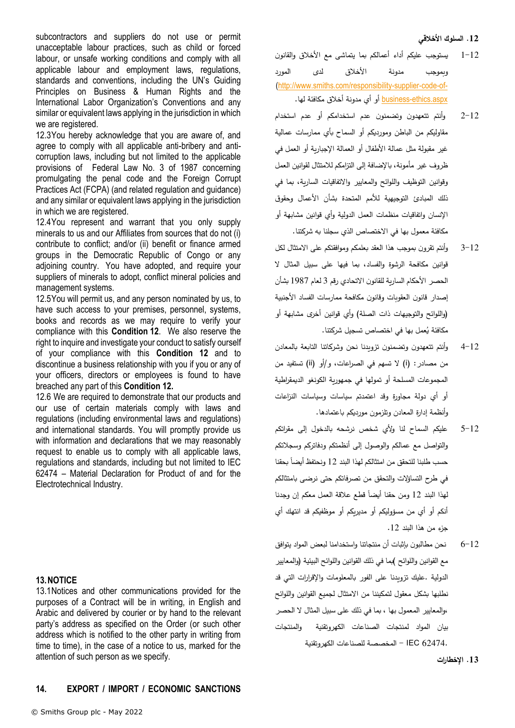subcontractors and suppliers do not use or permit unacceptable labour practices, such as child or forced labour, or unsafe working conditions and comply with all applicable labour and employment laws, regulations, standards and conventions, including the UN's Guiding Principles on Business & Human Rights and the International Labor Organization's Conventions and any similar or equivalent laws applying in the jurisdiction in which we are registered.

12.3You hereby acknowledge that you are aware of, and agree to comply with all applicable anti-bribery and anti-corruption laws, including but not limited to the applicable provisions of Federal Law No. 3 of 1987 concerning promulgating the penal code and the Foreign Corrupt Practices Act (FCPA) (and related regulation and guidance) and any similar or equivalent laws applying in the jurisdiction in which we are registered.

12.4You represent and warrant that you only supply minerals to us and our Affiliates from sources that do not (i) contribute to conflict; and/or (ii) benefit or finance armed groups in the Democratic Republic of Congo or any adjoining country. You have adopted, and require your suppliers of minerals to adopt, conflict mineral policies and management systems.

12.5You will permit us, and any person nominated by us, to have such access to your premises, personnel, systems, books and records as we may require to verify your compliance with this **Condition 12**. We also reserve the right to inquire and investigate your conduct to satisfy ourself of your compliance with this **Condition 12** and to discontinue a business relationship with you if you or any of your officers, directors or employees is found to have breached any part of this **Condition 12.**

12.6 We are required to demonstrate that our products and our use of certain materials comply with laws and regulations (including environmental laws and regulations) and international standards. You will promptly provide us with information and declarations that we may reasonably request to enable us to comply with all applicable laws, regulations and standards, including but not limited to IEC 62474 – Material Declaration for Product of and for the Electrotechnical Industry.

## 13. NOTICE

13.1Notices and other communications provided for the purposes of a Contract will be in writing, in English and Arabic and delivered by courier or by hand to the relevant party's address as specified on the Order (or such other address which is notified to the other party in writing from time to time), in the case of a notice to us, marked for the attention of such person as we specify.

## 14. EXPORT / IMPORT / ECONOMIC SANCTIONS

## 12. السلوك الأخلاقي

12-1 يستوجب عليكم أداء أعمالكم بما يتماشى مع الأخلاق والقانون وبموجب مدونة الأخلاق لدى المورد (http://www.smiths.com/responsibility-supplier-code-of-business-ethics.aspx) أو أي مدونة أخلاق مكافئة لها.

12-2 وأنتم تتعهدون وتضمنون عدم استخدامكم أو عدم استخدام مقاوليكم من الباطن ومورديكم أو السماح بأي ممارسات عمالية غير مقبولة مثل عمالة الأطفال أو العمالة الإجبارية أو العمل في ظروف غير مأمونة، بالإضافة إلى التزامكم للامتثال لقوانين العمل وقوانين التوظيف واللوائح والمعايير والاتفاقيات السارية، بما في ذلك المبادئ التوجيهية للأمم المتحدة بشأن الأعمال وحقوق الإنسان واتفاقيات منظمات العمل الدولية وأي قوانين مشابهة أو مكافئة معمول بها في الاختصاص الذي سجلنا به شركتنا.

12-3 وأنتم تقرون بموجب هذا العقد بعلمكم وموافقتكم على الامتثال لكل قوانين مكافحة الرشوة والفساد، بما فيها على سبيل المثال لا الحصر الأحكام السارية للقانون الاتحادي رقم 3 لعام 1987 بشأن إصدار قانون العقوبات وقانون مكافحة ممارسات الفساد الأجنبية (واللوائح والتوجيهات ذات الصلة) وأي قوانين أخرى مشابهة أو مكافئة يُعمل بها في اختصاص تسجيل شركتنا.

12-4 وأنتم تتعهدون وتضمنون تزويدنا نحن وشركاتنا التابعة بالمعادن من مصادر: (i) لا تسهم في الصراعات، و/أو (ii) تستفيد من المجموعات المسلحة أو تمولها في جمهورية الكونغو الديمقراطية أو أي دولة مجاورة وقد اعتمدتم سياسات وسياسات النزاعات وأنظمة إدارة المعادن وتلزمون مورديكم باعتمادها.

12-5 عليكم السماح لنا ولأي شخص نرشحه بالدخول إلى مقراتكم والتواصل مع عمالكم والوصول إلى أنظمتكم ودفاتركم وسجلاتكم حسب طلبنا للتحقق من امتثالكم لهذا البند 12 ونحتفظ أيضاً بحقنا في طرح التساؤلات والتحقق من تصرفاتكم حتى نرضى بامتثالكم لهذا البند 12 ومن حقنا أيضاً قطع علاقة العمل معكم إن وجدنا أنكم أو أي من مسؤوليكم أو مديريكم أو موظفيكم قد انتهك أي جزء من هذا البند 12.

12-6 نحن مطالبون بإثبات أن منتجاتنا واستخدامنا لبعض المواد يتوافق مع القوانين واللوائح )بما في ذلك القوانين واللوائح البيئية (والمعايير الدولية. عليك تزويدنا على الفور بالمعلومات والإقرارات التي قد نطلبها بشكل معقول لتمكيننا من الامتثال لجميع القوانين واللوائح ،والمعايير المعمول بها ، بما في ذلك على سبيل المثال لا الحصر بيان المواد لمنتجات الصناعات الكهروتقنية والمنتجات .IEC 62474 – المخصصة للصناعات الكهروتقنية

## 13. الإخطارات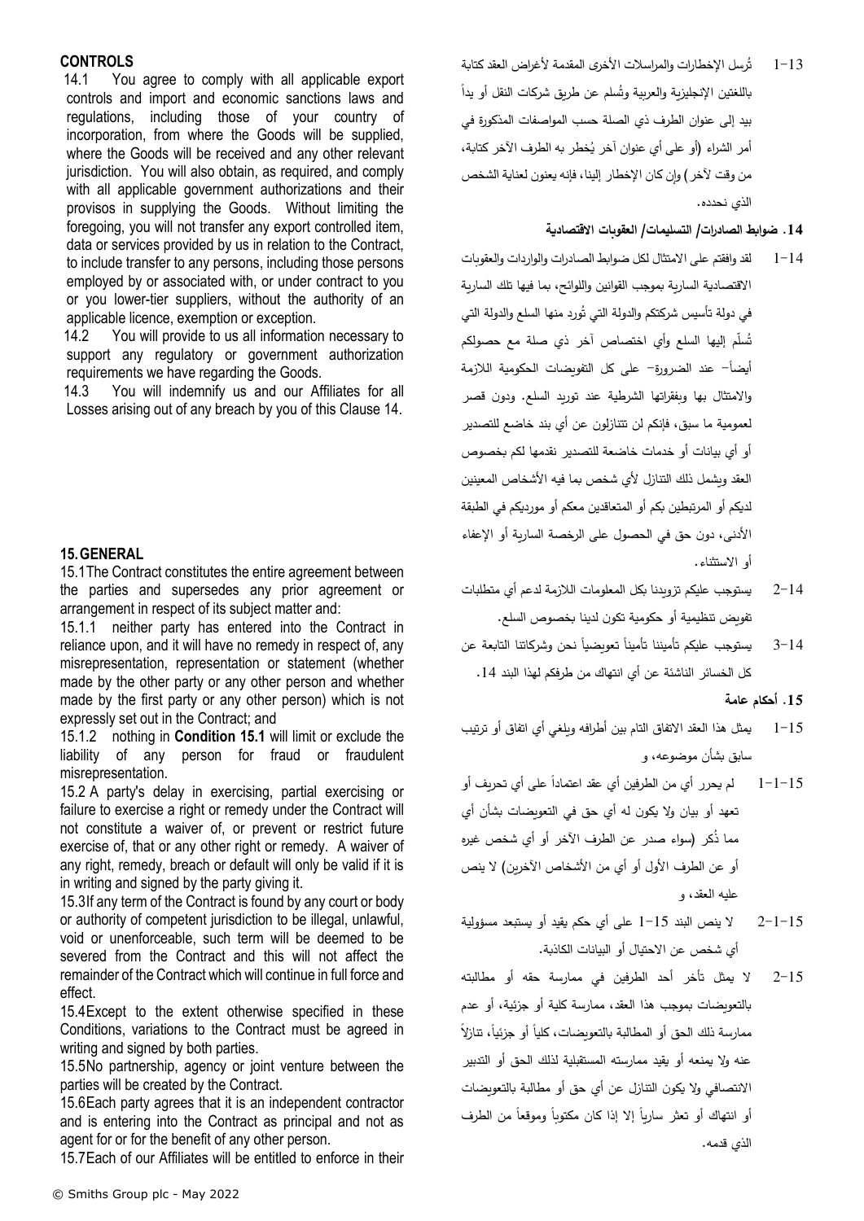**CONTROLS**

14.1 You agree to comply with all applicable export controls and import and economic sanctions laws and regulations, including those of your country of incorporation, from where the Goods will be supplied, where the Goods will be received and any other relevant jurisdiction. You will also obtain, as required, and comply with all applicable government authorizations and their provisos in supplying the Goods. Without limiting the foregoing, you will not transfer any export controlled item, data or services provided by us in relation to the Contract, to include transfer to any persons, including those persons employed by or associated with, or under contract to you or you lower-tier suppliers, without the authority of an applicable licence, exemption or exception.

14.2 You will provide to us all information necessary to support any regulatory or government authorization requirements we have regarding the Goods.

14.3 You will indemnify us and our Affiliates for all Losses arising out of any breach by you of this Clause 14.

## 15. GENERAL

15.1 The Contract constitutes the entire agreement between the parties and supersedes any prior agreement or arrangement in respect of its subject matter and:

15.1.1 neither party has entered into the Contract in reliance upon, and it will have no remedy in respect of, any misrepresentation, representation or statement (whether made by the other party or any other person and whether made by the first party or any other person) which is not expressly set out in the Contract; and

15.1.2 nothing in **Condition 15.1** will limit or exclude the liability of any person for fraud or fraudulent misrepresentation.

15.2 A party's delay in exercising, partial exercising or failure to exercise a right or remedy under the Contract will not constitute a waiver of, or prevent or restrict future exercise of, that or any other right or remedy. A waiver of any right, remedy, breach or default will only be valid if it is in writing and signed by the party giving it.

15.3 If any term of the Contract is found by any court or body or authority of competent jurisdiction to be illegal, unlawful, void or unenforceable, such term will be deemed to be severed from the Contract and this will not affect the remainder of the Contract which will continue in full force and effect.

15.4 Except to the extent otherwise specified in these Conditions, variations to the Contract must be agreed in writing and signed by both parties.

15.5 No partnership, agency or joint venture between the parties will be created by the Contract.

15.6 Each party agrees that it is an independent contractor and is entering into the Contract as principal and not as agent for or for the benefit of any other person.

15.7 Each of our Affiliates will be entitled to enforce in their

13-1 تُرسل الإخطارات والمراسلات الأخرى المقدمة لأغراض العقد كتابة باللغتين الإنجليزية والعربية وتُسلم عن طريق شركات النقل أو يداً بيد إلى عنوان الطرف ذي الصلة حسب المواصفات المذكورة في أمر الشراء (أو على أي عنوان آخر يُخطر به الطرف الآخر كتابة، من وقت لآخر) وإن كان الإخطار إلينا، فإنه يعنون لعناية الشخص الذي نحدده.

**14. ضوابط الصادرات/ التسليمات/ العقوبات الاقتصادية**

14-1 لقد وافقتم على الامتثال لكل ضوابط الصادرات والواردات والعقوبات الاقتصادية السارية بموجب القوانين واللوائح، بما فيها تلك السارية في دولة تأسيس شركتكم والدولة التي تُورد منها السلع والدولة التي تُسلَم إليها السلع وأي اختصاص آخر ذي صلة مع حصولكم أيضاً- عند الضرورة- على كل التفويضات الحكومية اللازمة والامتثال بها وبفقراتها الشرطية عند توريد السلع. ودون قصر لعمومية ما سبق، فإنكم لن تتنازلون عن أي بند خاضع للتصدير أو أي بيانات أو خدمات خاضعة للتصدير نقدمها لكم بخصوص العقد ويشمل ذلك التنازل لأي شخص بما فيه الأشخاص المعينين لديكم أو المرتبطين بكم أو المتعاقدين معكم أو مورديكم في الطبقة الأدنى، دون حق في الحصول على الرخصة السارية أو الإعفاء أو الاستثناء.

14-2 يستوجب عليكم تزويدنا بكل المعلومات اللازمة لدعم أي متطلبات تفويض تنظيمية أو حكومية تكون لدينا بخصوص السلع.

14-3 يستوجب عليكم تأميننا تأميناً تعويضياً نحن وشركاتنا التابعة عن كل الخسائر الناشئة عن أي انتهاك من طرفكم لهذا البند 14.

**15. أحكام عامة**

15-1 يمثل هذا العقد الاتفاق التام بين أطرافه ويلغي أي اتفاق أو ترتيب سابق بشأن موضوعه، و

15-1-1 لم يحرر أي من الطرفين أي عقد اعتماداً على أي تحريف أو تعهد أو بيان ولا يكون له أي حق في التعويضات بشأن أي مما ذُكر (سواء صدر عن الطرف الآخر أو أي شخص غيره أو عن الطرف الأول أو أي من الأشخاص الآخرين) لا ينص عليه العقد، و

15-1-2 لا ينص البند 15-1 على أي حكم يقيد أو يستبعد مسؤولية أي شخص عن الاحتيال أو البيانات الكاذبة.

15-2 لا يمثل تأخر أحد الطرفين في ممارسة حقه أو مطالبته بالتعويضات بموجب هذا العقد، ممارسة كلية أو جزئية، أو عدم ممارسة ذلك الحق أو المطالبة بالتعويضات، كلياً أو جزئياً، تنازلاً عنه ولا يمنعه أو يقيد ممارسته المستقبلية لذلك الحق أو التدبير الانتصافي ولا يكون التنازل عن أي حق أو مطالبة بالتعويضات أو انتهاك أو تعثر سارياً إلا إذا كان مكتوباً وموقعاً من الطرف الذي قدمه.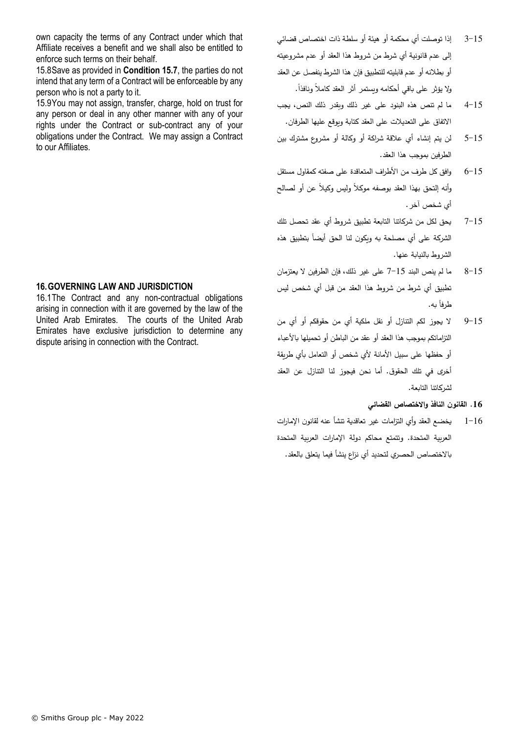own capacity the terms of any Contract under which that Affiliate receives a benefit and we shall also be entitled to enforce such terms on their behalf.

15.8 Save as provided in **Condition 15.7**, the parties do not intend that any term of a Contract will be enforceable by any person who is not a party to it.

15.9 You may not assign, transfer, charge, hold on trust for any person or deal in any other manner with any of your rights under the Contract or sub-contract any of your obligations under the Contract. We may assign a Contract to our Affiliates.

## 16. GOVERNING LAW AND JURISDICTION

16.1 The Contract and any non-contractual obligations arising in connection with it are governed by the law of the United Arab Emirates. The courts of the United Arab Emirates have exclusive jurisdiction to determine any dispute arising in connection with the Contract.

15-3 إذا توصلت أي محكمة أو هيئة أو سلطة ذات اختصاص قضائي إلى عدم قانونية أي شرط من شروط هذا العقد أو عدم مشروعيته أو بطلانه أو عدم قابليته للتطبيق فإن هذا الشرط ينفصل عن العقد ولا يؤثر على باقي أحكامه ويستمر أثر العقد كاملاً ونافذاً.

15-4 ما لم تنص هذه البنود على غير ذلك وبقدر ذلك النص، يجب الاتفاق على التعديلات على العقد كتابة ويوقع عليها الطرفان.

15-5 لن يتم إنشاء أي علاقة شراكة أو وكالة أو مشروع مشترك بين الطرفين بموجب هذا العقد.

15-6 وافق كل طرف من الأطراف المتعاقدة على صفته كمقاول مستقل وأنه إلتحق بهذا العقد بوصفه موكلاً وليس وكيلاً عن أو لصالح أي شخص آخر.

15-7 يحق لكل من شركاتنا التابعة تطبيق شروط أي عقد تحصل تلك الشركة على أي مصلحة به ويكون لنا الحق أيضاً بتطبيق هذه الشروط بالنيابة عنها.

15-8 ما لم ينص البند 15-7 على غير ذلك، فإن الطرفين لا يعتزمان تطبيق أي شرط من شروط هذا العقد من قبل أي شخص ليس طرفاً به.

15-9 لا يجوز لكم التنازل أو نقل ملكية أي من حقوقكم أو أي من التزاماتكم بموجب هذا العقد أو عقد من الباطن أو تحميلها بالأعباء أو حفظها على سبيل الأمانة لأي شخص أو التعامل بأي طريقة أخرى في تلك الحقوق. أما نحن فيجوز لنا التنازل عن العقد لشركاتنا التابعة.

## 16. القانون النافذ والاختصاص القضائي

16-1 يخضع العقد وأي التزامات غير تعاقدية تنشأ عنه لقانون الإمارات العربية المتحدة. وتتمتع محاكم دولة الإمارات العربية المتحدة بالاختصاص الحصري لتحديد أي نزاع ينشأ فيما يتعلق بالعقد.

© Smiths Group plc - May 2022